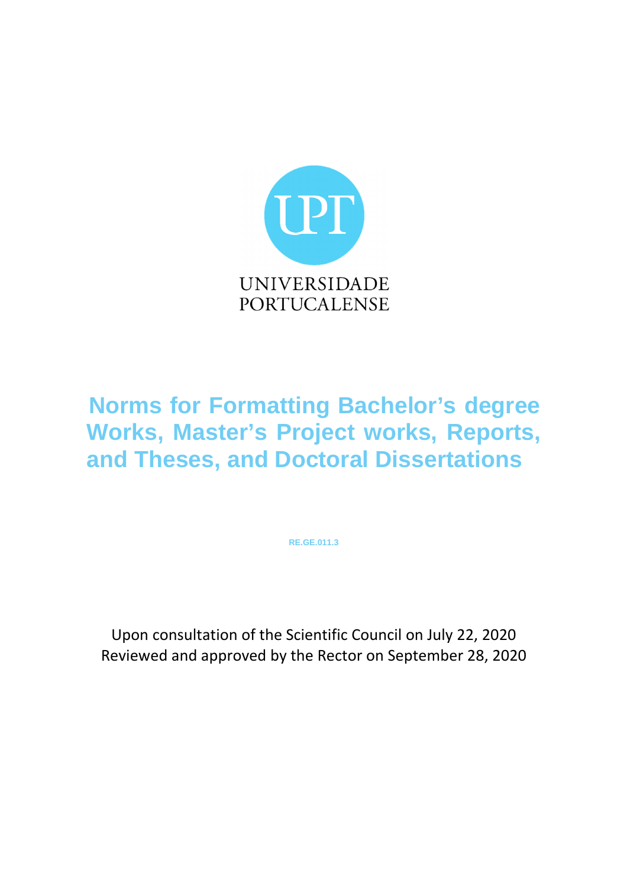UNIVERSIDADE
PORTUCALENSE

# Norms for Formatting Bachelor's degree Works, Master's Project works, Reports, and Theses, and Doctoral Dissertations

**RE.GE.011.3**

Upon consultation of the Scientific Council on July 22, 2020
Reviewed and approved by the Rector on September 28, 2020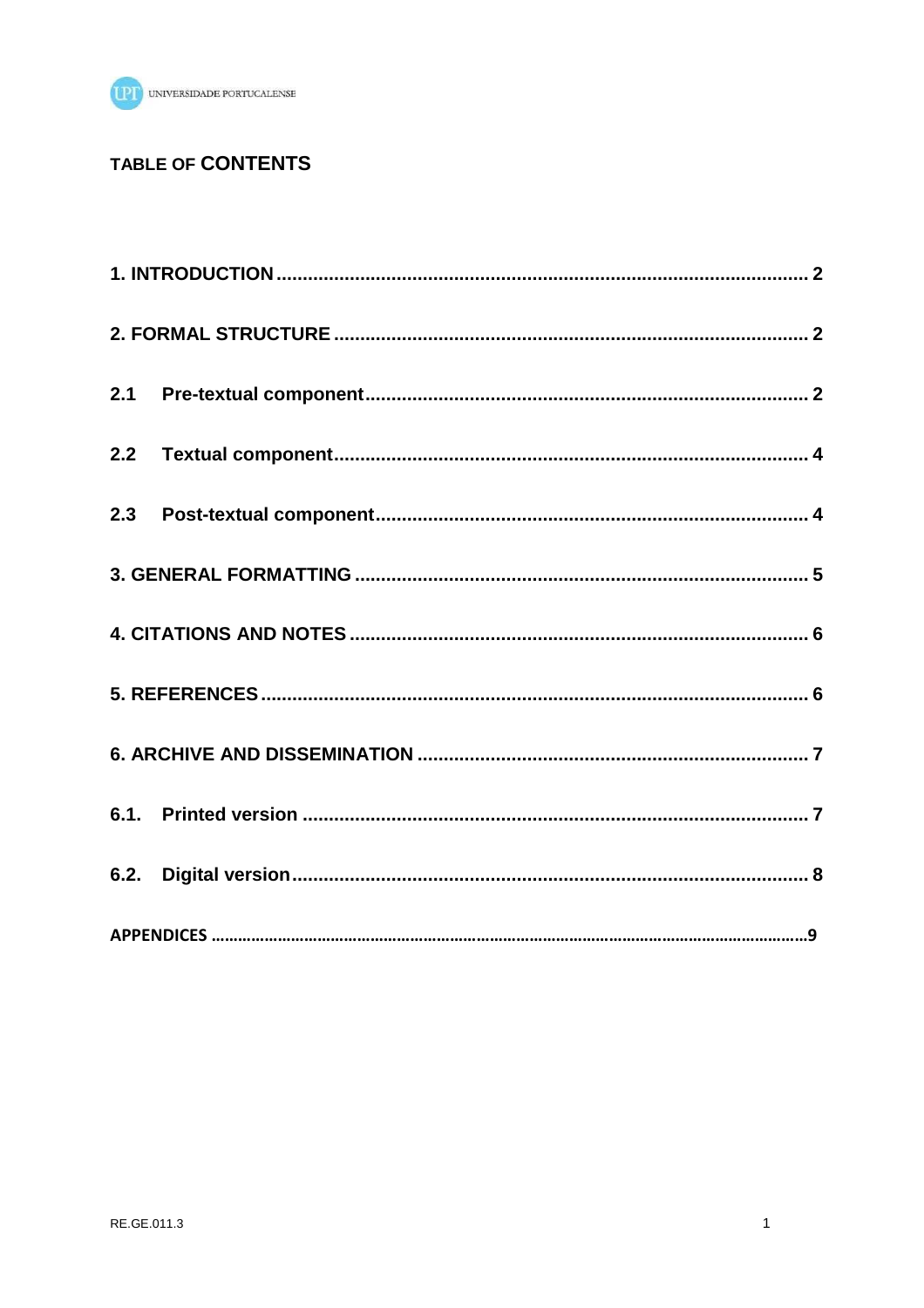## TABLE OF CONTENTS

1. INTRODUCTION ..... 2

2. FORMAL STRUCTURE ..... 2

2.1 Pre-textual component ..... 2

2.2 Textual component ..... 4

2.3 Post-textual component ..... 4

3. GENERAL FORMATTING ..... 5

4. CITATIONS AND NOTES ..... 6

5. REFERENCES ..... 6

6. ARCHIVE AND DISSEMINATION ..... 7

6.1. Printed version ..... 7

6.2. Digital version ..... 8

APPENDICES ..... 9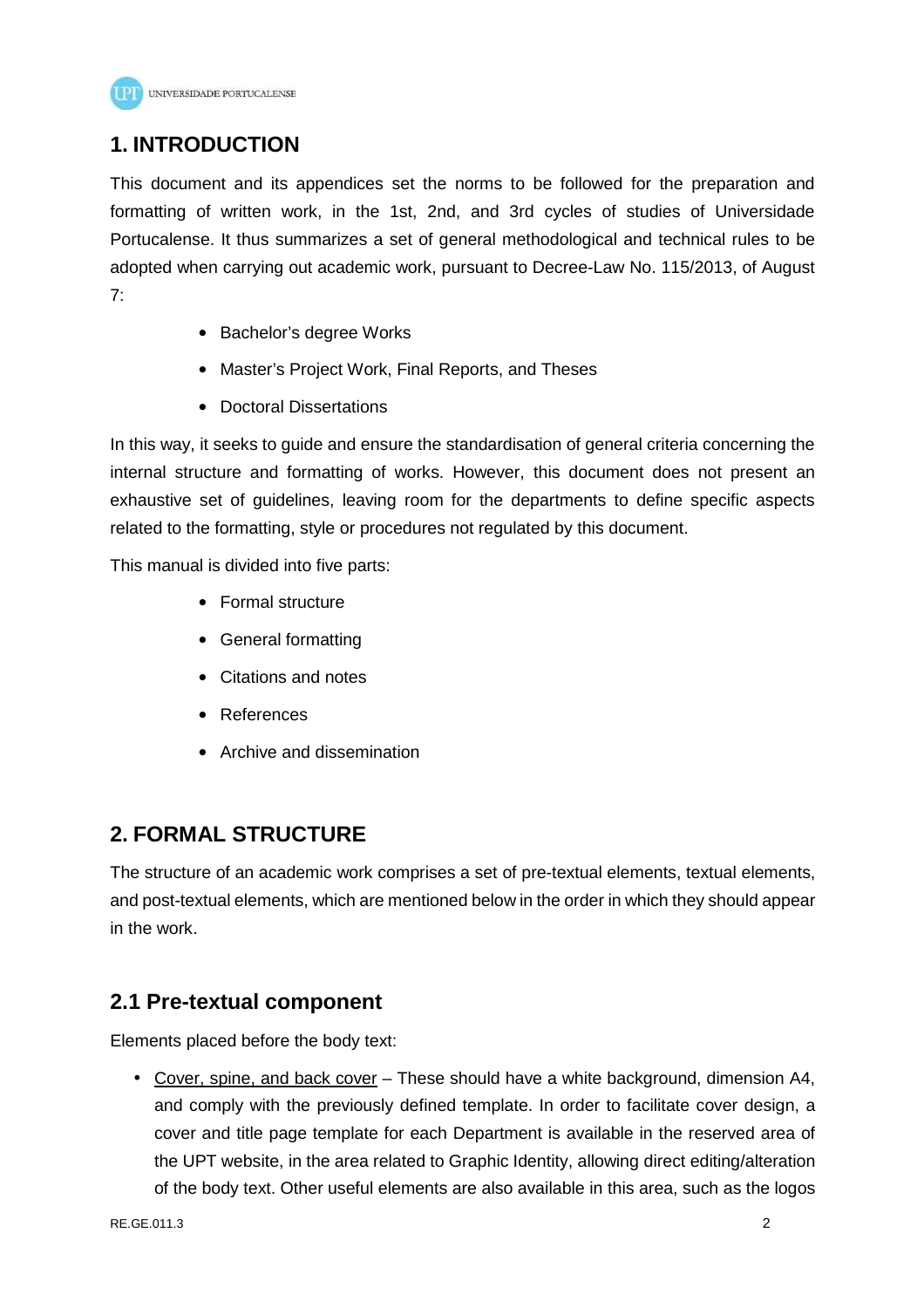# 1. INTRODUCTION

This document and its appendices set the norms to be followed for the preparation and formatting of written work, in the 1st, 2nd, and 3rd cycles of studies of Universidade Portucalense. It thus summarizes a set of general methodological and technical rules to be adopted when carrying out academic work, pursuant to Decree-Law No. 115/2013, of August 7:

- Bachelor's degree Works
- Master's Project Work, Final Reports, and Theses
- Doctoral Dissertations

In this way, it seeks to guide and ensure the standardisation of general criteria concerning the internal structure and formatting of works. However, this document does not present an exhaustive set of guidelines, leaving room for the departments to define specific aspects related to the formatting, style or procedures not regulated by this document.

This manual is divided into five parts:

- Formal structure
- General formatting
- Citations and notes
- References
- Archive and dissemination

# 2. FORMAL STRUCTURE

The structure of an academic work comprises a set of pre-textual elements, textual elements, and post-textual elements, which are mentioned below in the order in which they should appear in the work.

## 2.1 Pre-textual component

Elements placed before the body text:

- <u>Cover, spine, and back cover</u> – These should have a white background, dimension A4, and comply with the previously defined template. In order to facilitate cover design, a cover and title page template for each Department is available in the reserved area of the UPT website, in the area related to Graphic Identity, allowing direct editing/alteration of the body text. Other useful elements are also available in this area, such as the logos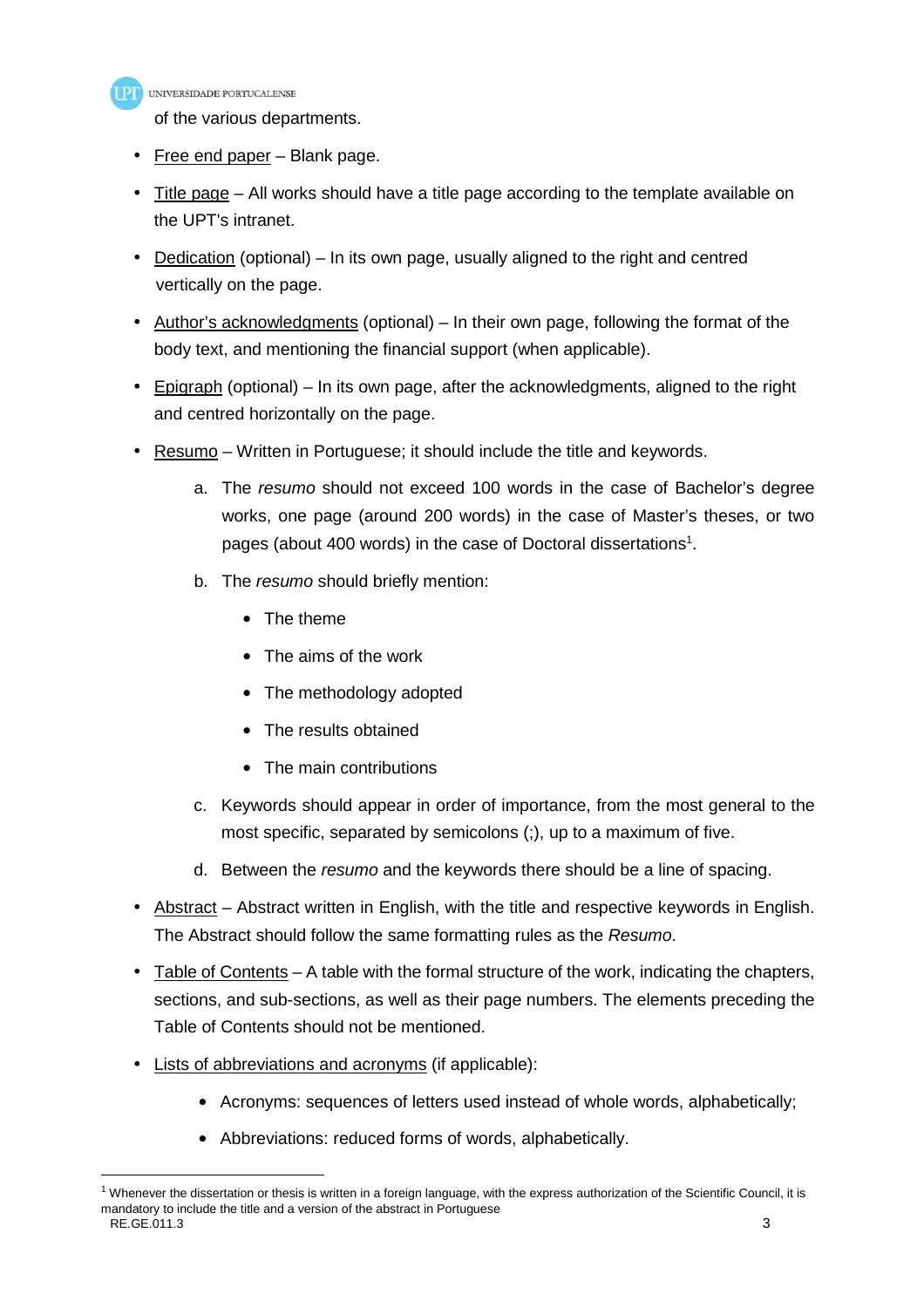of the various departments.

- <u>Free end paper</u> – Blank page.
- <u>Title page</u> – All works should have a title page according to the template available on the UPT's intranet.
- <u>Dedication</u> (optional) – In its own page, usually aligned to the right and centred vertically on the page.
- <u>Author's acknowledgments</u> (optional) – In their own page, following the format of the body text, and mentioning the financial support (when applicable).
- <u>Epigraph</u> (optional) – In its own page, after the acknowledgments, aligned to the right and centred horizontally on the page.
- <u>Resumo</u> – Written in Portuguese; it should include the title and keywords.
    a. The *resumo* should not exceed 100 words in the case of Bachelor's degree works, one page (around 200 words) in the case of Master's theses, or two pages (about 400 words) in the case of Doctoral dissertations[1].
    b. The *resumo* should briefly mention:
        - The theme
        - The aims of the work
        - The methodology adopted
        - The results obtained
        - The main contributions
    c. Keywords should appear in order of importance, from the most general to the most specific, separated by semicolons (;), up to a maximum of five.
    d. Between the *resumo* and the keywords there should be a line of spacing.
- <u>Abstract</u> – Abstract written in English, with the title and respective keywords in English. The Abstract should follow the same formatting rules as the *Resumo*.
- <u>Table of Contents</u> – A table with the formal structure of the work, indicating the chapters, sections, and sub-sections, as well as their page numbers. The elements preceding the Table of Contents should not be mentioned.
- <u>Lists of abbreviations and acronyms</u> (if applicable):
    - Acronyms: sequences of letters used instead of whole words, alphabetically;
    - Abbreviations: reduced forms of words, alphabetically.

---

[1] Whenever the dissertation or thesis is written in a foreign language, with the express authorization of the Scientific Council, it is mandatory to include the title and a version of the abstract in Portuguese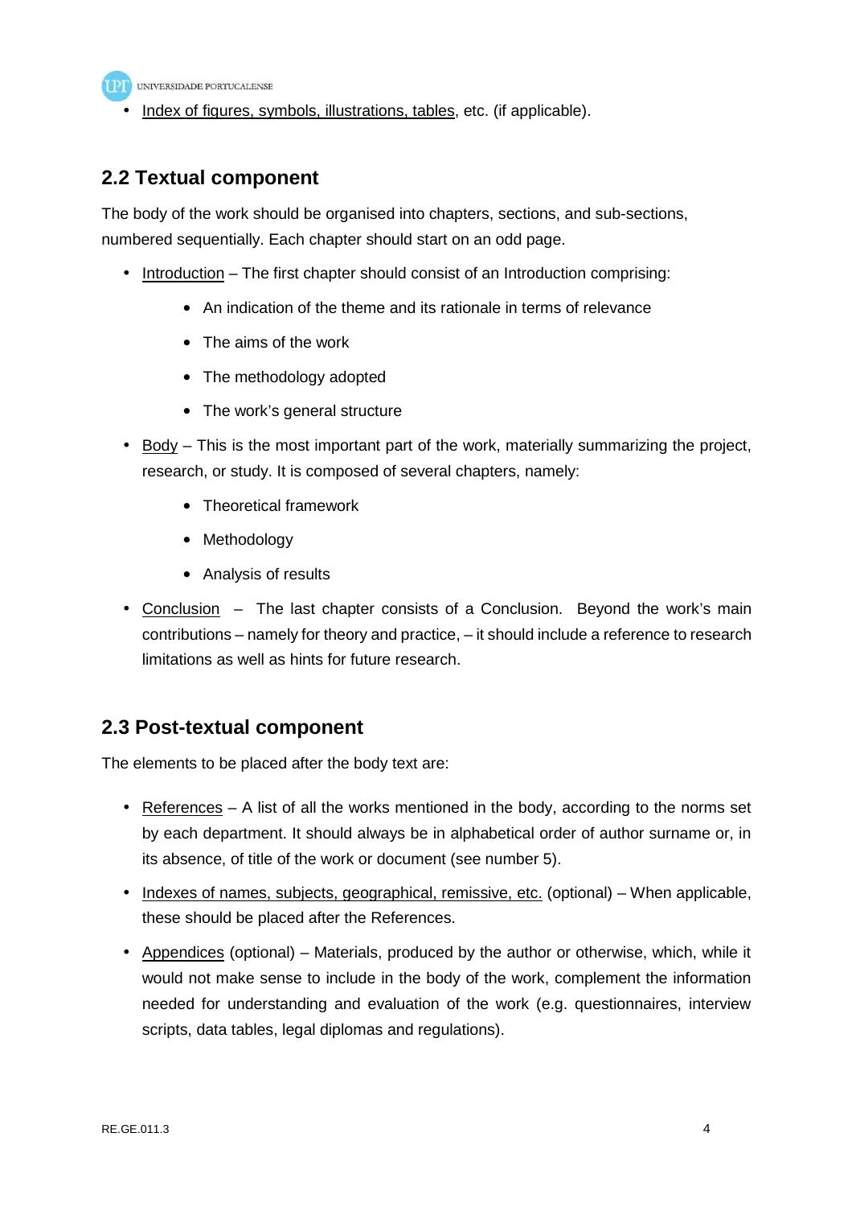- Index of figures, symbols, illustrations, tables, etc. (if applicable).

## 2.2 Textual component

The body of the work should be organised into chapters, sections, and sub-sections, numbered sequentially. Each chapter should start on an odd page.

- Introduction – The first chapter should consist of an Introduction comprising:
  - An indication of the theme and its rationale in terms of relevance
  - The aims of the work
  - The methodology adopted
  - The work's general structure
- Body – This is the most important part of the work, materially summarizing the project, research, or study. It is composed of several chapters, namely:
  - Theoretical framework
  - Methodology
  - Analysis of results
- Conclusion – The last chapter consists of a Conclusion. Beyond the work's main contributions – namely for theory and practice, – it should include a reference to research limitations as well as hints for future research.

## 2.3 Post-textual component

The elements to be placed after the body text are:

- References – A list of all the works mentioned in the body, according to the norms set by each department. It should always be in alphabetical order of author surname or, in its absence, of title of the work or document (see number 5).
- Indexes of names, subjects, geographical, remissive, etc. (optional) – When applicable, these should be placed after the References.
- Appendices (optional) – Materials, produced by the author or otherwise, which, while it would not make sense to include in the body of the work, complement the information needed for understanding and evaluation of the work (e.g. questionnaires, interview scripts, data tables, legal diplomas and regulations).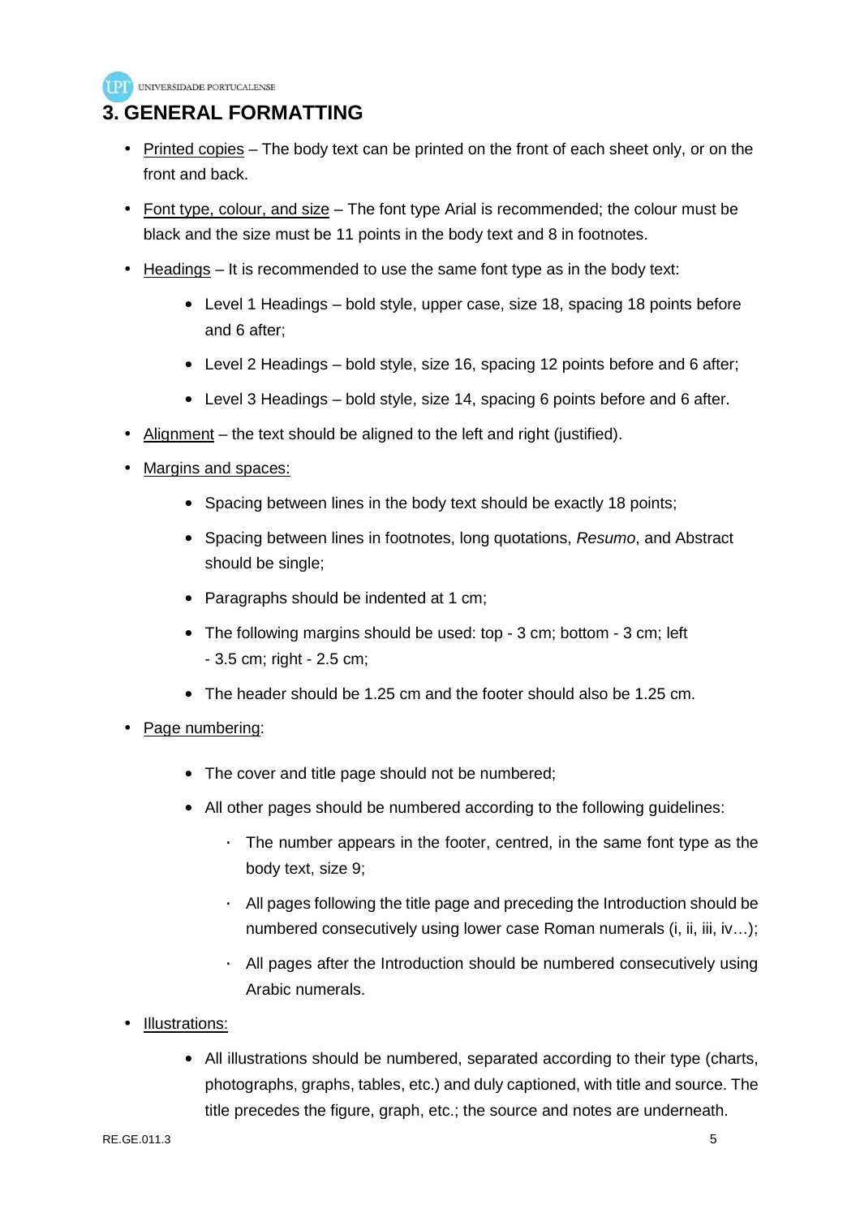# 3. GENERAL FORMATTING

- Printed copies – The body text can be printed on the front of each sheet only, or on the front and back.
- Font type, colour, and size – The font type Arial is recommended; the colour must be black and the size must be 11 points in the body text and 8 in footnotes.
- Headings – It is recommended to use the same font type as in the body text:
  - Level 1 Headings – bold style, upper case, size 18, spacing 18 points before and 6 after;
  - Level 2 Headings – bold style, size 16, spacing 12 points before and 6 after;
  - Level 3 Headings – bold style, size 14, spacing 6 points before and 6 after.
- Alignment – the text should be aligned to the left and right (justified).
- Margins and spaces:
  - Spacing between lines in the body text should be exactly 18 points;
  - Spacing between lines in footnotes, long quotations, *Resumo*, and Abstract should be single;
  - Paragraphs should be indented at 1 cm;
  - The following margins should be used: top - 3 cm; bottom - 3 cm; left - 3.5 cm; right - 2.5 cm;
  - The header should be 1.25 cm and the footer should also be 1.25 cm.
- Page numbering:
  - The cover and title page should not be numbered;
  - All other pages should be numbered according to the following guidelines:
    - The number appears in the footer, centred, in the same font type as the body text, size 9;
    - All pages following the title page and preceding the Introduction should be numbered consecutively using lower case Roman numerals (i, ii, iii, iv…);
    - All pages after the Introduction should be numbered consecutively using Arabic numerals.
- Illustrations:
  - All illustrations should be numbered, separated according to their type (charts, photographs, graphs, tables, etc.) and duly captioned, with title and source. The title precedes the figure, graph, etc.; the source and notes are underneath.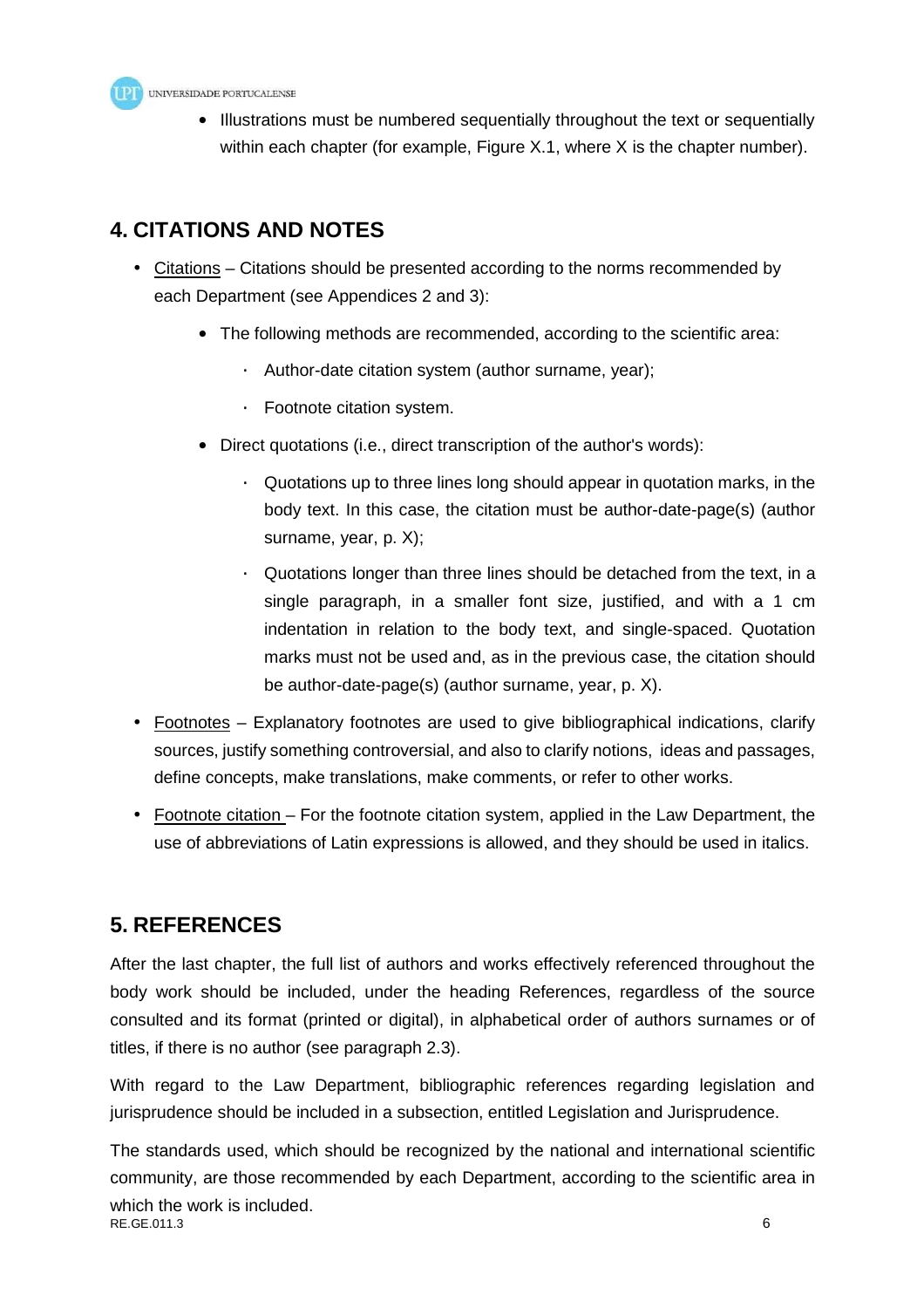- Illustrations must be numbered sequentially throughout the text or sequentially within each chapter (for example, Figure X.1, where X is the chapter number).

## 4. CITATIONS AND NOTES

- Citations – Citations should be presented according to the norms recommended by each Department (see Appendices 2 and 3):
  - The following methods are recommended, according to the scientific area:
    - Author-date citation system (author surname, year);
    - Footnote citation system.
  - Direct quotations (i.e., direct transcription of the author's words):
    - Quotations up to three lines long should appear in quotation marks, in the body text. In this case, the citation must be author-date-page(s) (author surname, year, p. X);
    - Quotations longer than three lines should be detached from the text, in a single paragraph, in a smaller font size, justified, and with a 1 cm indentation in relation to the body text, and single-spaced. Quotation marks must not be used and, as in the previous case, the citation should be author-date-page(s) (author surname, year, p. X).
- Footnotes – Explanatory footnotes are used to give bibliographical indications, clarify sources, justify something controversial, and also to clarify notions, ideas and passages, define concepts, make translations, make comments, or refer to other works.
- Footnote citation – For the footnote citation system, applied in the Law Department, the use of abbreviations of Latin expressions is allowed, and they should be used in italics.

## 5. REFERENCES

After the last chapter, the full list of authors and works effectively referenced throughout the body work should be included, under the heading References, regardless of the source consulted and its format (printed or digital), in alphabetical order of authors surnames or of titles, if there is no author (see paragraph 2.3).

With regard to the Law Department, bibliographic references regarding legislation and jurisprudence should be included in a subsection, entitled Legislation and Jurisprudence.

The standards used, which should be recognized by the national and international scientific community, are those recommended by each Department, according to the scientific area in which the work is included.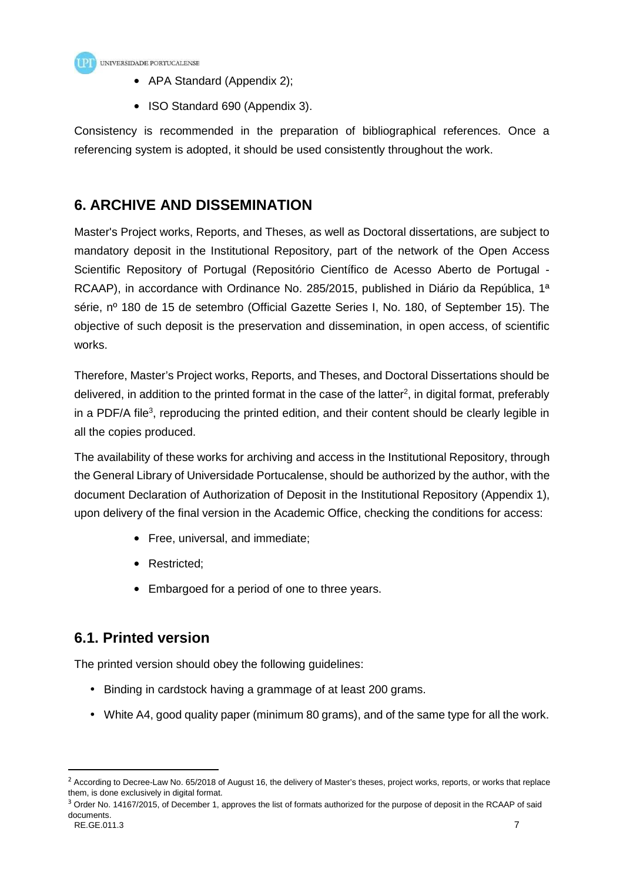- APA Standard (Appendix 2);
- ISO Standard 690 (Appendix 3).

Consistency is recommended in the preparation of bibliographical references. Once a referencing system is adopted, it should be used consistently throughout the work.

## 6. ARCHIVE AND DISSEMINATION

Master's Project works, Reports, and Theses, as well as Doctoral dissertations, are subject to mandatory deposit in the Institutional Repository, part of the network of the Open Access Scientific Repository of Portugal (Repositório Científico de Acesso Aberto de Portugal - RCAAP), in accordance with Ordinance No. 285/2015, published in Diário da República, 1ª série, nº 180 de 15 de setembro (Official Gazette Series I, No. 180, of September 15). The objective of such deposit is the preservation and dissemination, in open access, of scientific works.

Therefore, Master's Project works, Reports, and Theses, and Doctoral Dissertations should be delivered, in addition to the printed format in the case of the latter[2], in digital format, preferably in a PDF/A file[3], reproducing the printed edition, and their content should be clearly legible in all the copies produced.

The availability of these works for archiving and access in the Institutional Repository, through the General Library of Universidade Portucalense, should be authorized by the author, with the document Declaration of Authorization of Deposit in the Institutional Repository (Appendix 1), upon delivery of the final version in the Academic Office, checking the conditions for access:

- Free, universal, and immediate;
- Restricted;
- Embargoed for a period of one to three years.

### 6.1. Printed version

The printed version should obey the following guidelines:

- Binding in cardstock having a grammage of at least 200 grams.
- White A4, good quality paper (minimum 80 grams), and of the same type for all the work.

[2] According to Decree-Law No. 65/2018 of August 16, the delivery of Master's theses, project works, reports, or works that replace them, is done exclusively in digital format.

[3] Order No. 14167/2015, of December 1, approves the list of formats authorized for the purpose of deposit in the RCAAP of said documents.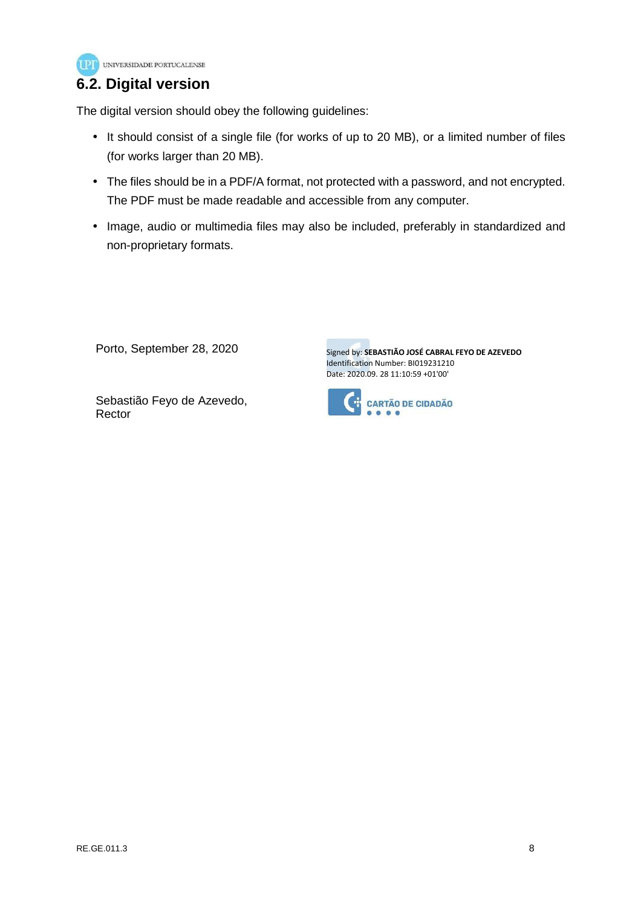## 6.2. Digital version

The digital version should obey the following guidelines:

- It should consist of a single file (for works of up to 20 MB), or a limited number of files (for works larger than 20 MB).
- The files should be in a PDF/A format, not protected with a password, and not encrypted. The PDF must be made readable and accessible from any computer.
- Image, audio or multimedia files may also be included, preferably in standardized and non-proprietary formats.

Porto, September 28, 2020

Signed by: **SEBASTIÃO JOSÉ CABRAL FEYO DE AZEVEDO**
Identification Number: BI019231210
Date: 2020.09. 28 11:10:59 +01'00'

CARTÃO DE CIDADÃO

Sebastião Feyo de Azevedo,
Rector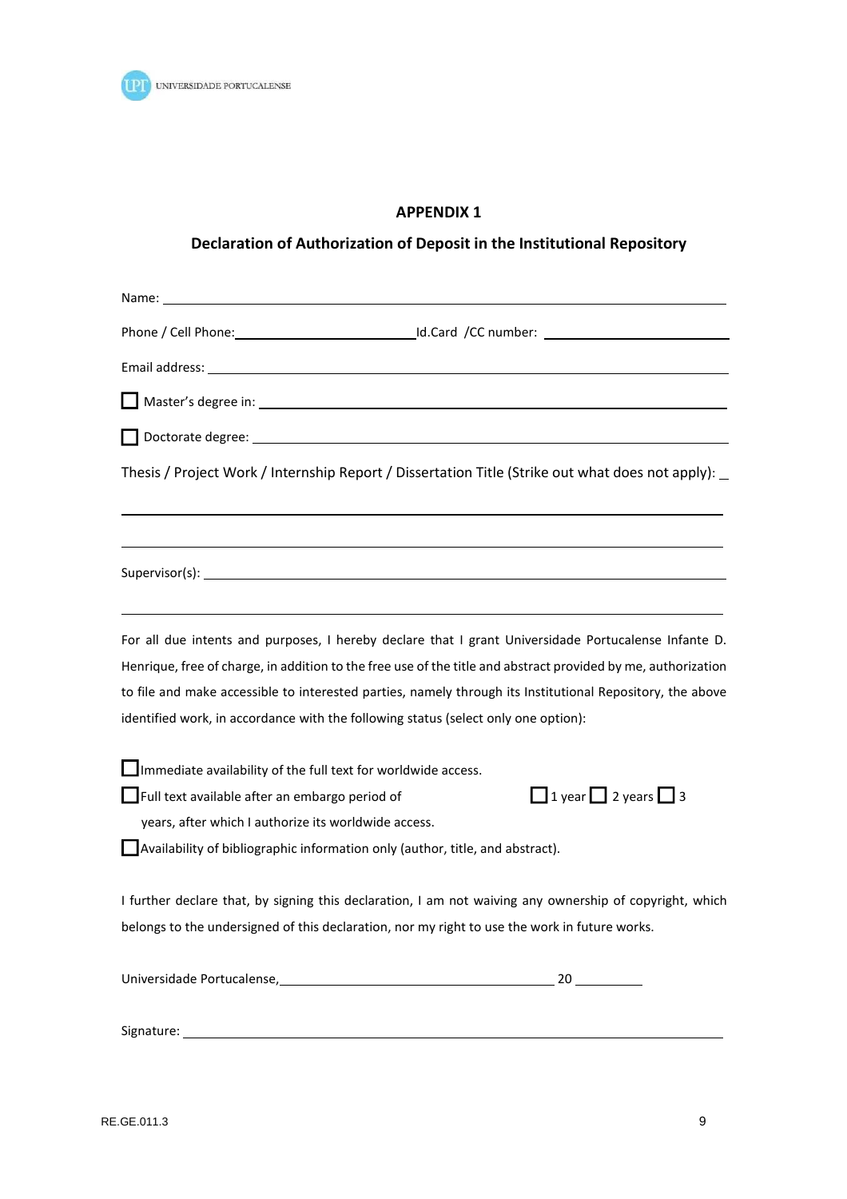## APPENDIX 1

## Declaration of Authorization of Deposit in the Institutional Repository

Name: ______________________________________________________________

Phone / Cell Phone: ______________________ Id.Card /CC number: ______________________

Email address: ______________________________________________________________

☐ Master's degree in: ______________________________________________________________

☐ Doctorate degree: ______________________________________________________________

Thesis / Project Work / Internship Report / Dissertation Title (Strike out what does not apply): _

______________________________________________________________

______________________________________________________________

Supervisor(s): ______________________________________________________________

______________________________________________________________

For all due intents and purposes, I hereby declare that I grant Universidade Portucalense Infante D. Henrique, free of charge, in addition to the free use of the title and abstract provided by me, authorization to file and make accessible to interested parties, namely through its Institutional Repository, the above identified work, in accordance with the following status (select only one option):

☐ Immediate availability of the full text for worldwide access.

☐ Full text available after an embargo period of ☐ 1 year ☐ 2 years ☐ 3 years, after which I authorize its worldwide access.

☐ Availability of bibliographic information only (author, title, and abstract).

I further declare that, by signing this declaration, I am not waiving any ownership of copyright, which belongs to the undersigned of this declaration, nor my right to use the work in future works.

Universidade Portucalense, ______________________________ 20 ________

Signature: ______________________________________________________________

RE.GE.011.3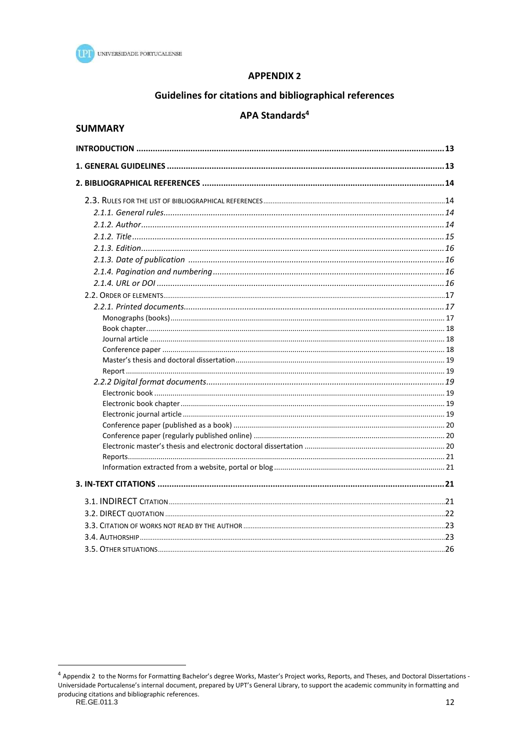## APPENDIX 2

## Guidelines for citations and bibliographical references

## APA Standards[4]

### SUMMARY

**INTRODUCTION** .......... 13

**1. GENERAL GUIDELINES** .......... 13

**2. BIBLIOGRAPHICAL REFERENCES** .......... 14

2.3. RULES FOR THE LIST OF BIBLIOGRAPHICAL REFERENCES .......... 14

*2.1.1. General rules* .......... 14

*2.1.2. Author* .......... 14

*2.1.2. Title* .......... 15

*2.1.3. Edition* .......... 16

*2.1.3. Date of publication* .......... 16

*2.1.4. Pagination and numbering* .......... 16

*2.1.4. URL or DOI* .......... 16

2.2. ORDER OF ELEMENTS .......... 17

*2.2.1. Printed documents* .......... 17

Monographs (books) .......... 17

Book chapter .......... 18

Journal article .......... 18

Conference paper .......... 18

Master's thesis and doctoral dissertation .......... 19

Report .......... 19

*2.2.2 Digital format documents* .......... 19

Electronic book .......... 19

Electronic book chapter .......... 19

Electronic journal article .......... 19

Conference paper (published as a book) .......... 20

Conference paper (regularly published online) .......... 20

Electronic master's thesis and electronic doctoral dissertation .......... 20

Reports .......... 21

Information extracted from a website, portal or blog .......... 21

**3. IN-TEXT CITATIONS** .......... 21

3.1. INDIRECT CITATION .......... 21

3.2. DIRECT QUOTATION .......... 22

3.3. CITATION OF WORKS NOT READ BY THE AUTHOR .......... 23

3.4. AUTHORSHIP .......... 23

3.5. OTHER SITUATIONS .......... 26

---

[4] Appendix 2 to the Norms for Formatting Bachelor's degree Works, Master's Project works, Reports, and Theses, and Doctoral Dissertations - Universidade Portucalense's internal document, prepared by UPT's General Library, to support the academic community in formatting and producing citations and bibliographic references.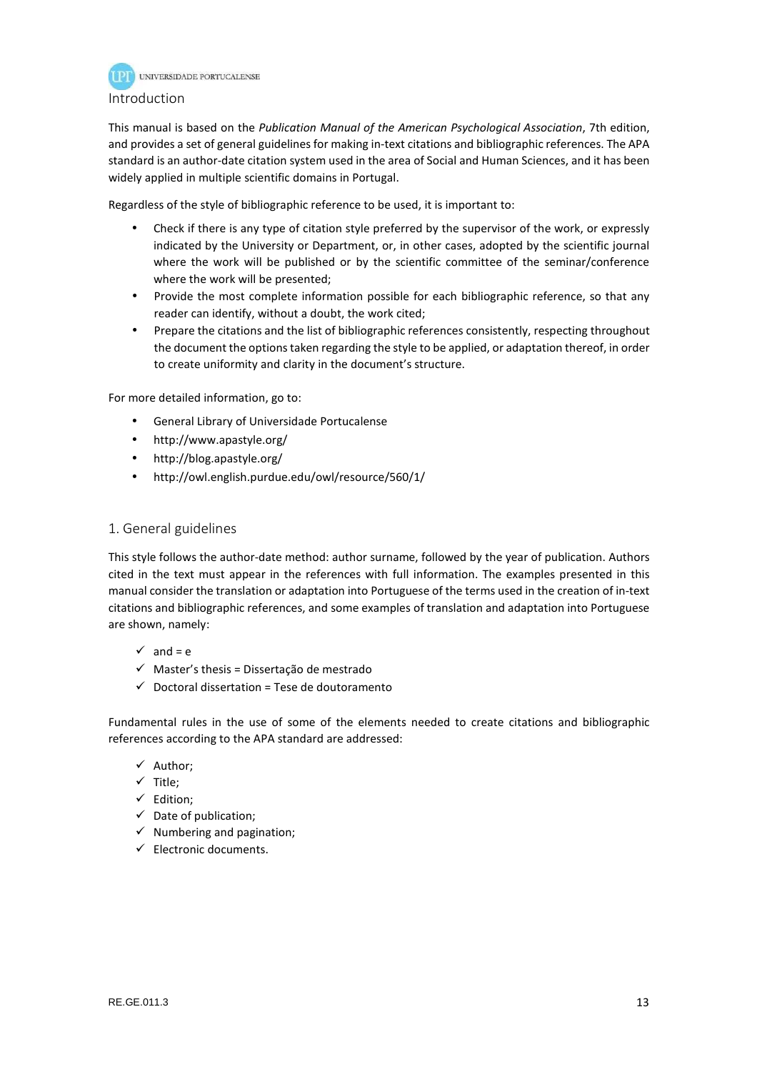## Introduction

This manual is based on the *Publication Manual of the American Psychological Association*, 7th edition, and provides a set of general guidelines for making in-text citations and bibliographic references. The APA standard is an author-date citation system used in the area of Social and Human Sciences, and it has been widely applied in multiple scientific domains in Portugal.

Regardless of the style of bibliographic reference to be used, it is important to:

- Check if there is any type of citation style preferred by the supervisor of the work, or expressly indicated by the University or Department, or, in other cases, adopted by the scientific journal where the work will be published or by the scientific committee of the seminar/conference where the work will be presented;
- Provide the most complete information possible for each bibliographic reference, so that any reader can identify, without a doubt, the work cited;
- Prepare the citations and the list of bibliographic references consistently, respecting throughout the document the options taken regarding the style to be applied, or adaptation thereof, in order to create uniformity and clarity in the document's structure.

For more detailed information, go to:

- General Library of Universidade Portucalense
- http://www.apastyle.org/
- http://blog.apastyle.org/
- http://owl.english.purdue.edu/owl/resource/560/1/

## 1. General guidelines

This style follows the author-date method: author surname, followed by the year of publication. Authors cited in the text must appear in the references with full information. The examples presented in this manual consider the translation or adaptation into Portuguese of the terms used in the creation of in-text citations and bibliographic references, and some examples of translation and adaptation into Portuguese are shown, namely:

- ✓ and = e
- ✓ Master's thesis = Dissertação de mestrado
- ✓ Doctoral dissertation = Tese de doutoramento

Fundamental rules in the use of some of the elements needed to create citations and bibliographic references according to the APA standard are addressed:

- ✓ Author;
- ✓ Title;
- ✓ Edition;
- ✓ Date of publication;
- ✓ Numbering and pagination;
- ✓ Electronic documents.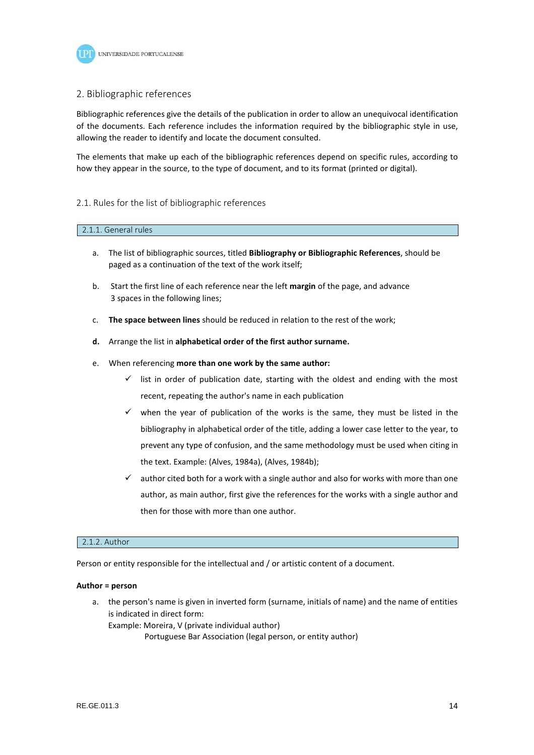## 2. Bibliographic references

Bibliographic references give the details of the publication in order to allow an unequivocal identification of the documents. Each reference includes the information required by the bibliographic style in use, allowing the reader to identify and locate the document consulted.

The elements that make up each of the bibliographic references depend on specific rules, according to how they appear in the source, to the type of document, and to its format (printed or digital).

### 2.1. Rules for the list of bibliographic references

#### 2.1.1. General rules

a. The list of bibliographic sources, titled **Bibliography or Bibliographic References**, should be paged as a continuation of the text of the work itself;

b. Start the first line of each reference near the left **margin** of the page, and advance 3 spaces in the following lines;

c. **The space between lines** should be reduced in relation to the rest of the work;

**d.** Arrange the list in **alphabetical order of the first author surname.**

e. When referencing **more than one work by the same author:**
   - ✓ list in order of publication date, starting with the oldest and ending with the most recent, repeating the author's name in each publication
   - ✓ when the year of publication of the works is the same, they must be listed in the bibliography in alphabetical order of the title, adding a lower case letter to the year, to prevent any type of confusion, and the same methodology must be used when citing in the text. Example: (Alves, 1984a), (Alves, 1984b);
   - ✓ author cited both for a work with a single author and also for works with more than one author, as main author, first give the references for the works with a single author and then for those with more than one author.

#### 2.1.2. Author

Person or entity responsible for the intellectual and / or artistic content of a document.

**Author = person**

a. the person's name is given in inverted form (surname, initials of name) and the name of entities is indicated in direct form:
   Example: Moreira, V (private individual author)
   Portuguese Bar Association (legal person, or entity author)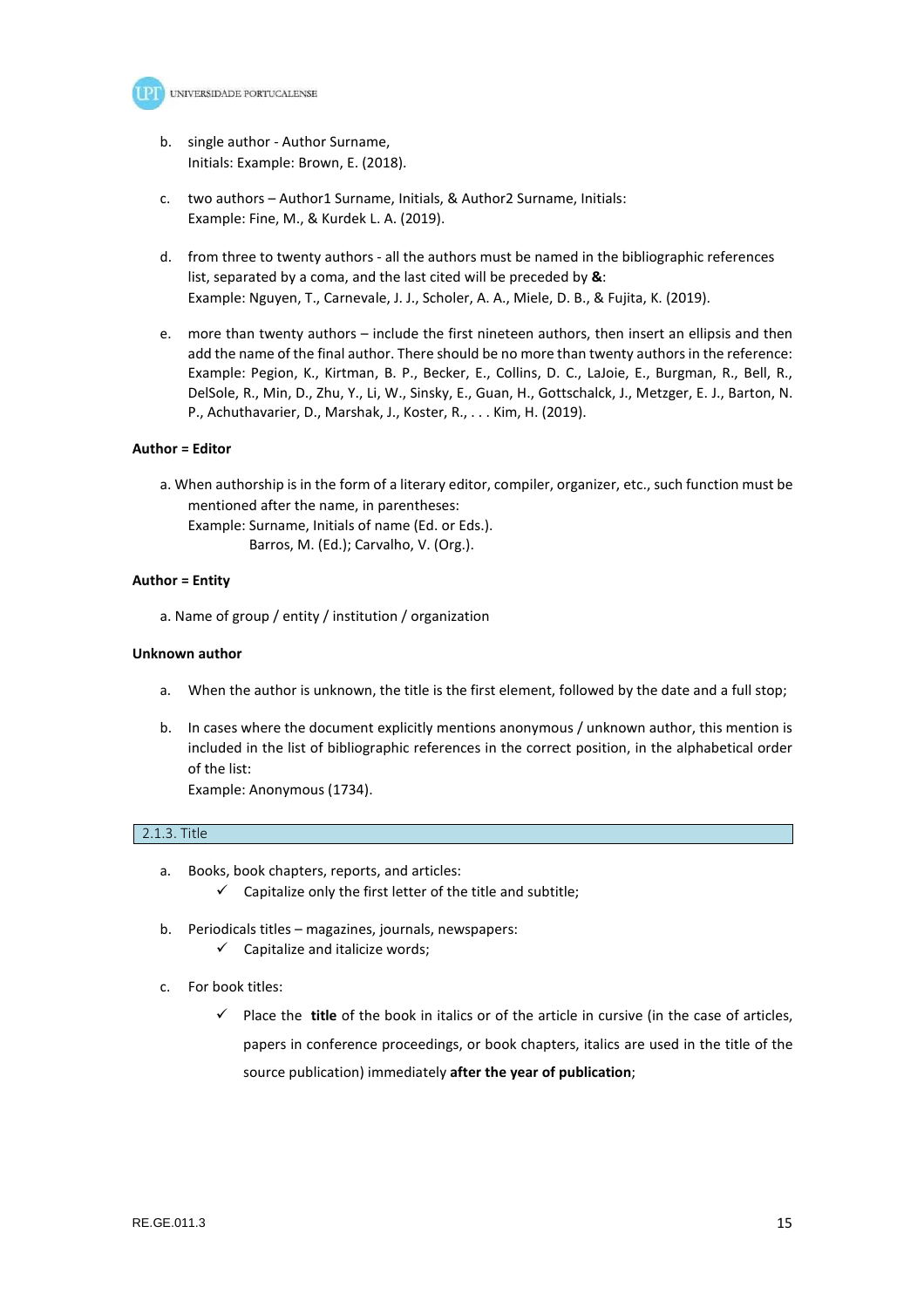b. single author - Author Surname,
   Initials: Example: Brown, E. (2018).

c. two authors – Author1 Surname, Initials, & Author2 Surname, Initials:
   Example: Fine, M., & Kurdek L. A. (2019).

d. from three to twenty authors - all the authors must be named in the bibliographic references list, separated by a coma, and the last cited will be preceded by **&**:
   Example: Nguyen, T., Carnevale, J. J., Scholer, A. A., Miele, D. B., & Fujita, K. (2019).

e. more than twenty authors – include the first nineteen authors, then insert an ellipsis and then add the name of the final author. There should be no more than twenty authors in the reference:
   Example: Pegion, K., Kirtman, B. P., Becker, E., Collins, D. C., LaJoie, E., Burgman, R., Bell, R., DelSole, R., Min, D., Zhu, Y., Li, W., Sinsky, E., Guan, H., Gottschalck, J., Metzger, E. J., Barton, N. P., Achuthavarier, D., Marshak, J., Koster, R., . . . Kim, H. (2019).

**Author = Editor**

a. When authorship is in the form of a literary editor, compiler, organizer, etc., such function must be mentioned after the name, in parentheses:
   Example: Surname, Initials of name (Ed. or Eds.).
   Barros, M. (Ed.); Carvalho, V. (Org.).

**Author = Entity**

a. Name of group / entity / institution / organization

**Unknown author**

a. When the author is unknown, the title is the first element, followed by the date and a full stop;

b. In cases where the document explicitly mentions anonymous / unknown author, this mention is included in the list of bibliographic references in the correct position, in the alphabetical order of the list:
   Example: Anonymous (1734).

### 2.1.3. Title

a. Books, book chapters, reports, and articles:
   - ✓ Capitalize only the first letter of the title and subtitle;

b. Periodicals titles – magazines, journals, newspapers:
   - ✓ Capitalize and italicize words;

c. For book titles:
   - ✓ Place the **title** of the book in italics or of the article in cursive (in the case of articles, papers in conference proceedings, or book chapters, italics are used in the title of the source publication) immediately **after the year of publication**;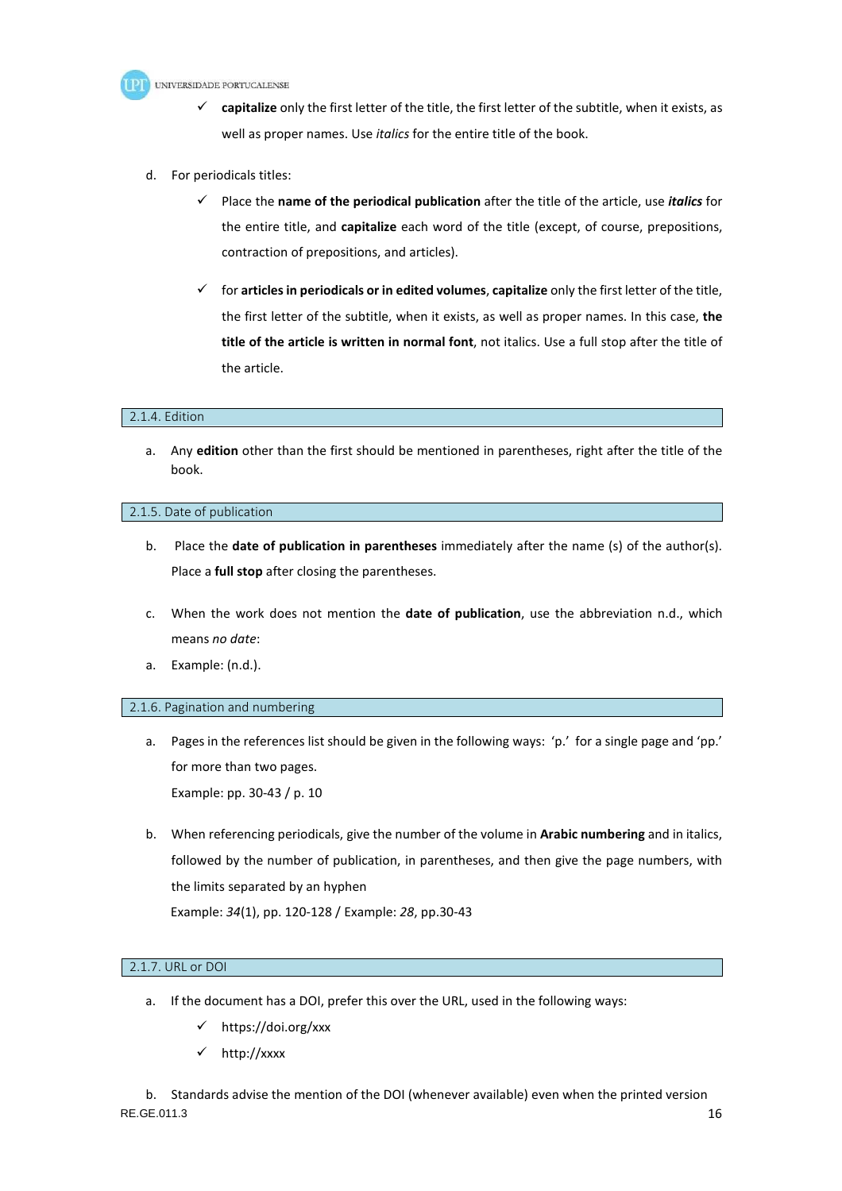- ✓ **capitalize** only the first letter of the title, the first letter of the subtitle, when it exists, as well as proper names. Use *italics* for the entire title of the book.

d. For periodicals titles:

- ✓ Place the **name of the periodical publication** after the title of the article, use ***italics*** for the entire title, and **capitalize** each word of the title (except, of course, prepositions, contraction of prepositions, and articles).

- ✓ for **articles in periodicals or in edited volumes**, **capitalize** only the first letter of the title, the first letter of the subtitle, when it exists, as well as proper names. In this case, **the title of the article is written in normal font**, not italics. Use a full stop after the title of the article.

#### 2.1.4. Edition

a. Any **edition** other than the first should be mentioned in parentheses, right after the title of the book.

#### 2.1.5. Date of publication

b. Place the **date of publication in parentheses** immediately after the name (s) of the author(s). Place a **full stop** after closing the parentheses.

c. When the work does not mention the **date of publication**, use the abbreviation n.d., which means *no date*:

a. Example: (n.d.).

#### 2.1.6. Pagination and numbering

a. Pages in the references list should be given in the following ways: 'p.' for a single page and 'pp.' for more than two pages.
   Example: pp. 30-43 / p. 10

b. When referencing periodicals, give the number of the volume in **Arabic numbering** and in italics, followed by the number of publication, in parentheses, and then give the page numbers, with the limits separated by an hyphen
   Example: *34*(1), pp. 120-128 / Example: *28*, pp.30-43

#### 2.1.7. URL or DOI

a. If the document has a DOI, prefer this over the URL, used in the following ways:

- ✓ https://doi.org/xxx
- ✓ http://xxxx

b. Standards advise the mention of the DOI (whenever available) even when the printed version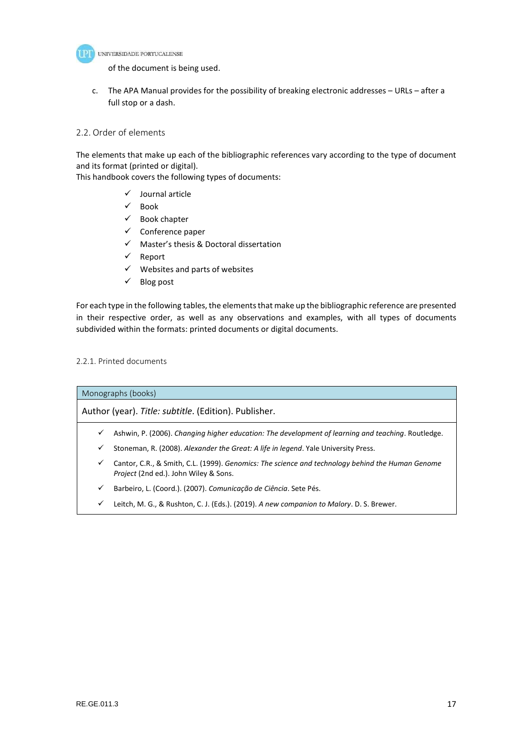of the document is being used.

c. The APA Manual provides for the possibility of breaking electronic addresses – URLs – after a full stop or a dash.

## 2.2. Order of elements

The elements that make up each of the bibliographic references vary according to the type of document and its format (printed or digital).
This handbook covers the following types of documents:

- ✓ Journal article
- ✓ Book
- ✓ Book chapter
- ✓ Conference paper
- ✓ Master's thesis & Doctoral dissertation
- ✓ Report
- ✓ Websites and parts of websites
- ✓ Blog post

For each type in the following tables, the elements that make up the bibliographic reference are presented in their respective order, as well as any observations and examples, with all types of documents subdivided within the formats: printed documents or digital documents.

### 2.2.1. Printed documents

| Monographs (books) |
| --- |
| Author (year). *Title: subtitle*. (Edition). Publisher. |
| ✓ Ashwin, P. (2006). *Changing higher education: The development of learning and teaching*. Routledge.<br>✓ Stoneman, R. (2008). *Alexander the Great: A life in legend*. Yale University Press.<br>✓ Cantor, C.R., & Smith, C.L. (1999). *Genomics: The science and technology behind the Human Genome Project* (2nd ed.). John Wiley & Sons.<br>✓ Barbeiro, L. (Coord.). (2007). *Comunicação de Ciência*. Sete Pés.<br>✓ Leitch, M. G., & Rushton, C. J. (Eds.). (2019). *A new companion to Malory*. D. S. Brewer. |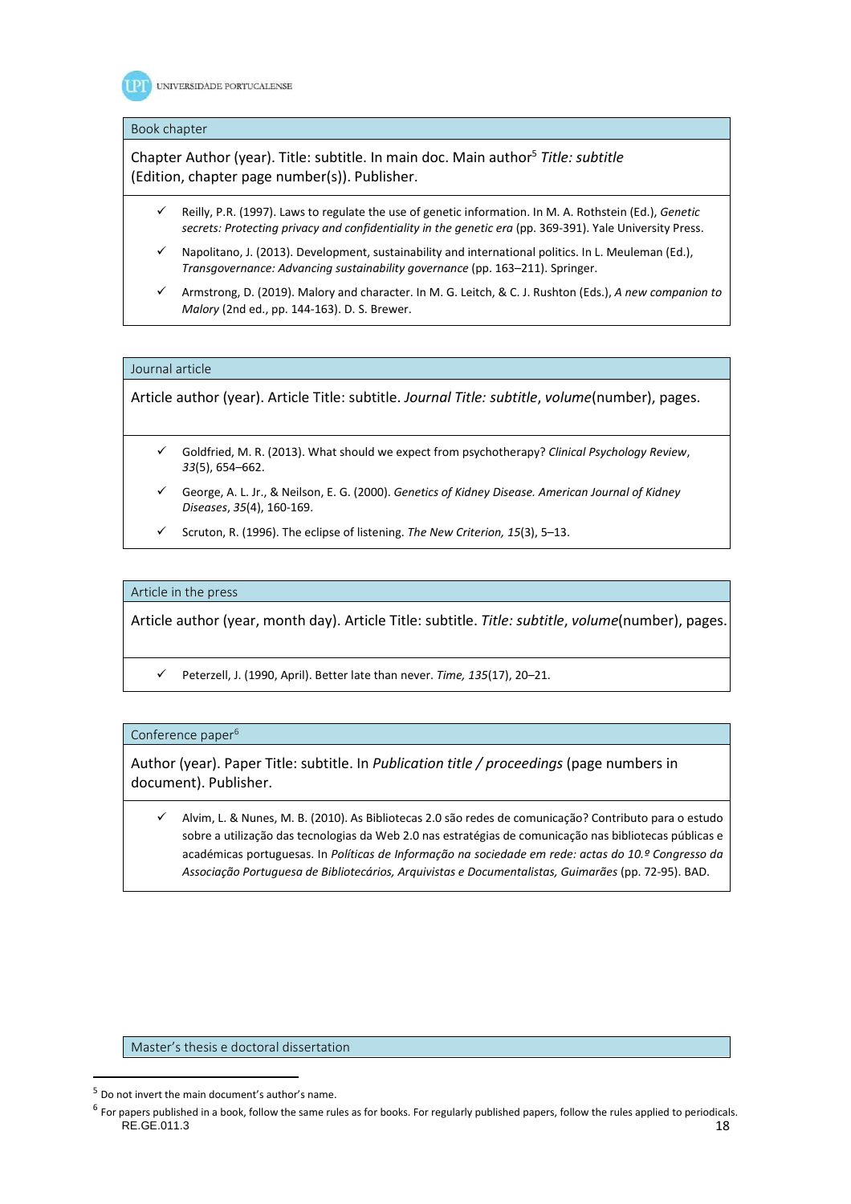| Book chapter |
|---|
| Chapter Author (year). Title: subtitle. In main doc. Main author[5] *Title: subtitle* (Edition, chapter page number(s)). Publisher. |
| ✓ Reilly, P.R. (1997). Laws to regulate the use of genetic information. In M. A. Rothstein (Ed.), *Genetic secrets: Protecting privacy and confidentiality in the genetic era* (pp. 369-391). Yale University Press.<br>✓ Napolitano, J. (2013). Development, sustainability and international politics. In L. Meuleman (Ed.), *Transgovernance: Advancing sustainability governance* (pp. 163–211). Springer.<br>✓ Armstrong, D. (2019). Malory and character. In M. G. Leitch, & C. J. Rushton (Eds.), *A new companion to Malory* (2nd ed., pp. 144-163). D. S. Brewer. |

| Journal article |
|---|
| Article author (year). Article Title: subtitle. *Journal Title: subtitle*, *volume*(number), pages. |
| ✓ Goldfried, M. R. (2013). What should we expect from psychotherapy? *Clinical Psychology Review*, *33*(5), 654–662.<br>✓ George, A. L. Jr., & Neilson, E. G. (2000). *Genetics of Kidney Disease. American Journal of Kidney Diseases*, *35*(4), 160-169.<br>✓ Scruton, R. (1996). The eclipse of listening. *The New Criterion, 15*(3), 5–13. |

| Article in the press |
|---|
| Article author (year, month day). Article Title: subtitle. *Title: subtitle*, *volume*(number), pages. |
| ✓ Peterzell, J. (1990, April). Better late than never. *Time, 135*(17), 20–21. |

| Conference paper[6] |
|---|
| Author (year). Paper Title: subtitle. In *Publication title / proceedings* (page numbers in document). Publisher. |
| ✓ Alvim, L. & Nunes, M. B. (2010). As Bibliotecas 2.0 são redes de comunicação? Contributo para o estudo sobre a utilização das tecnologias da Web 2.0 nas estratégias de comunicação nas bibliotecas públicas e académicas portuguesas. In *Políticas de Informação na sociedade em rede: actas do 10.º Congresso da Associação Portuguesa de Bibliotecários, Arquivistas e Documentalistas, Guimarães* (pp. 72-95). BAD. |

| Master's thesis e doctoral dissertation |
|---|

[5] Do not invert the main document's author's name.

[6] For papers published in a book, follow the same rules as for books. For regularly published papers, follow the rules applied to periodicals.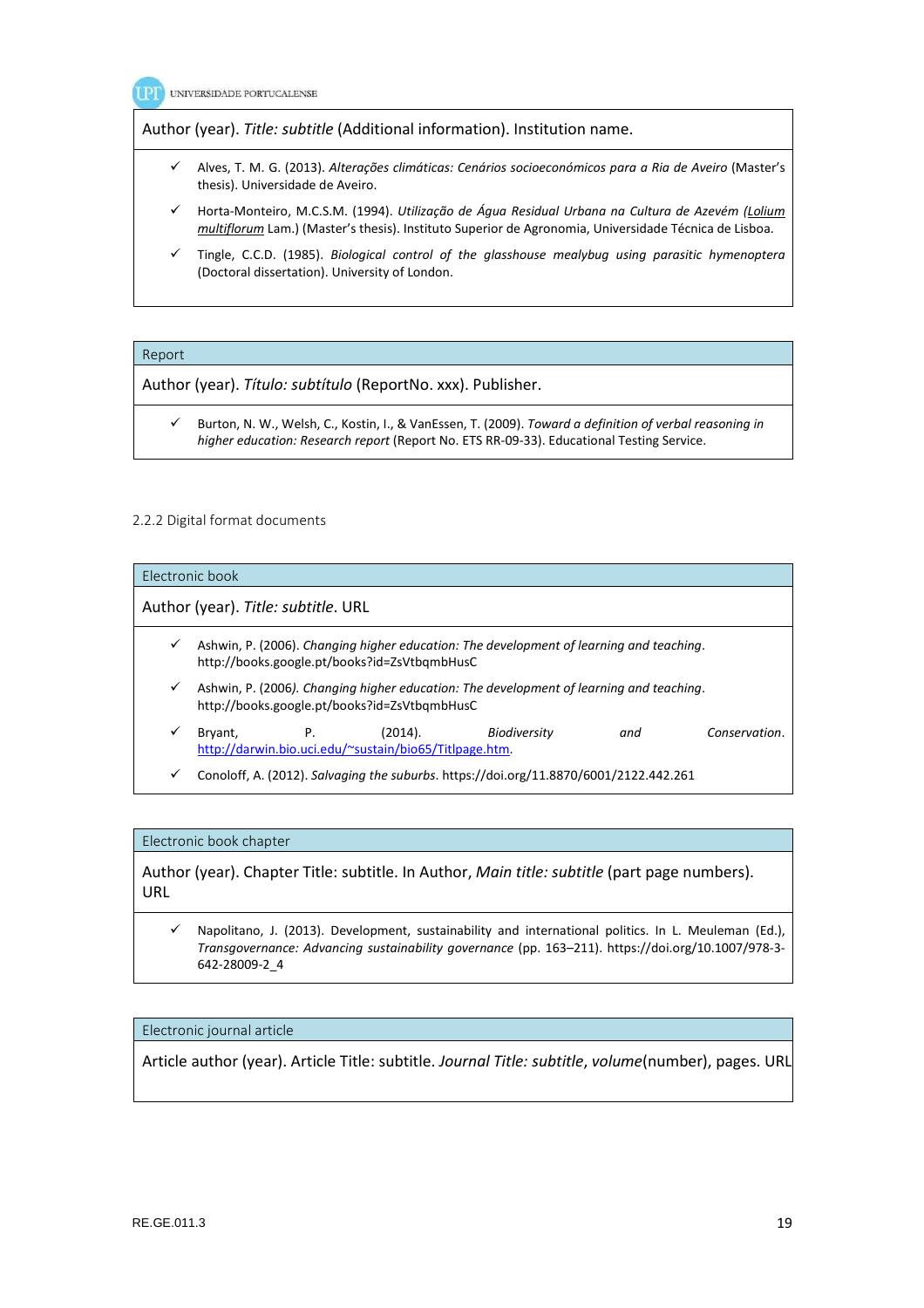Author (year). *Title: subtitle* (Additional information). Institution name.

- ✓ Alves, T. M. G. (2013). *Alterações climáticas: Cenários socioeconómicos para a Ria de Aveiro* (Master's thesis). Universidade de Aveiro.
- ✓ Horta-Monteiro, M.C.S.M. (1994). *Utilização de Água Residual Urbana na Cultura de Azevém (Lolium multiflorum* Lam.) (Master's thesis). Instituto Superior de Agronomia, Universidade Técnica de Lisboa.
- ✓ Tingle, C.C.D. (1985). *Biological control of the glasshouse mealybug using parasitic hymenoptera* (Doctoral dissertation). University of London.

**Report**

Author (year). *Título: subtítulo* (ReportNo. xxx). Publisher.

- ✓ Burton, N. W., Welsh, C., Kostin, I., & VanEssen, T. (2009). *Toward a definition of verbal reasoning in higher education: Research report* (Report No. ETS RR-09-33). Educational Testing Service.

### 2.2.2 Digital format documents

**Electronic book**

Author (year). *Title: subtitle*. URL

- ✓ Ashwin, P. (2006). *Changing higher education: The development of learning and teaching*. http://books.google.pt/books?id=ZsVtbqmbHusC
- ✓ Ashwin, P. (2006*). Changing higher education: The development of learning and teaching*. http://books.google.pt/books?id=ZsVtbqmbHusC
- ✓ Bryant, P. (2014). *Biodiversity and Conservation*. http://darwin.bio.uci.edu/~sustain/bio65/Titlpage.htm.
- ✓ Conoloff, A. (2012). *Salvaging the suburbs*. https://doi.org/11.8870/6001/2122.442.261

**Electronic book chapter**

Author (year). Chapter Title: subtitle. In Author, *Main title: subtitle* (part page numbers). URL

- ✓ Napolitano, J. (2013). Development, sustainability and international politics. In L. Meuleman (Ed.), *Transgovernance: Advancing sustainability governance* (pp. 163–211). https://doi.org/10.1007/978-3-642-28009-2_4

**Electronic journal article**

Article author (year). Article Title: subtitle. *Journal Title: subtitle*, *volume*(number), pages. URL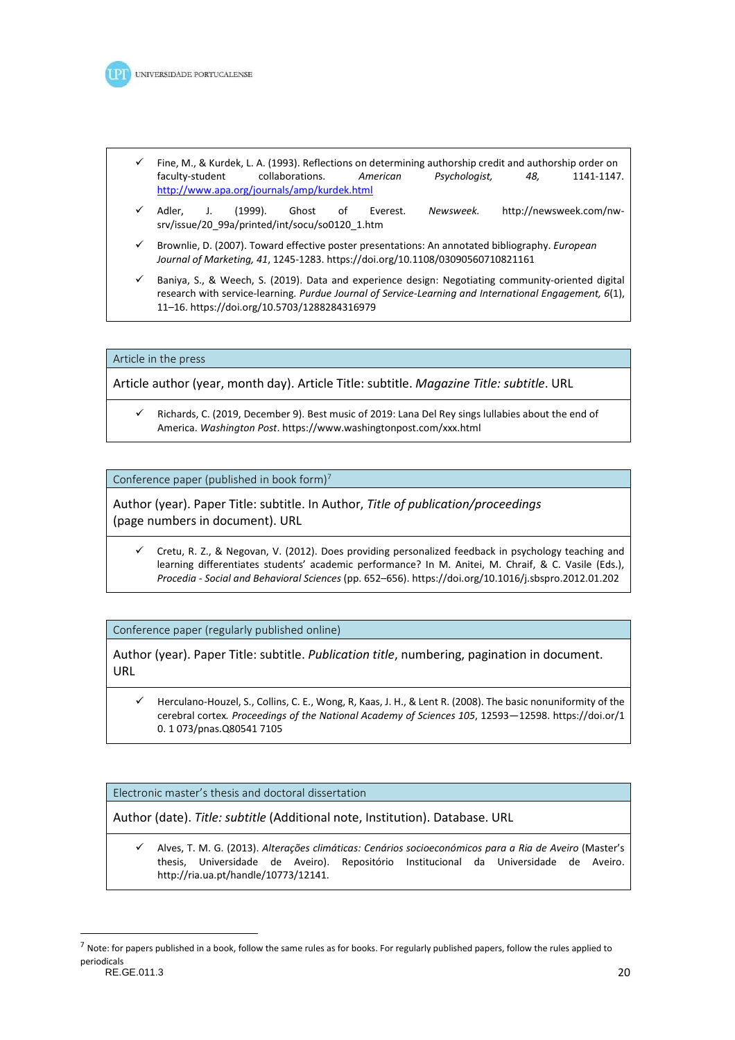- ✓ Fine, M., & Kurdek, L. A. (1993). Reflections on determining authorship credit and authorship order on faculty-student collaborations. *American Psychologist, 48,* 1141-1147. http://www.apa.org/journals/amp/kurdek.html
- ✓ Adler, J. (1999). Ghost of Everest. *Newsweek.* http://newsweek.com/nw-srv/issue/20_99a/printed/int/socu/so0120_1.htm
- ✓ Brownlie, D. (2007). Toward effective poster presentations: An annotated bibliography. *European Journal of Marketing, 41*, 1245-1283. https://doi.org/10.1108/03090560710821161
- ✓ Baniya, S., & Weech, S. (2019). Data and experience design: Negotiating community-oriented digital research with service-learning. *Purdue Journal of Service-Learning and International Engagement, 6*(1), 11–16. https://doi.org/10.5703/1288284316979

| Article in the press |
|---|
| Article author (year, month day). Article Title: subtitle. *Magazine Title: subtitle*. URL |
| ✓ Richards, C. (2019, December 9). Best music of 2019: Lana Del Rey sings lullabies about the end of America. *Washington Post*. https://www.washingtonpost.com/xxx.html |

| Conference paper (published in book form)[7] |
|---|
| Author (year). Paper Title: subtitle. In Author, *Title of publication/proceedings* (page numbers in document). URL |
| ✓ Cretu, R. Z., & Negovan, V. (2012). Does providing personalized feedback in psychology teaching and learning differentiates students' academic performance? In M. Anitei, M. Chraif, & C. Vasile (Eds.), *Procedia - Social and Behavioral Sciences* (pp. 652–656). https://doi.org/10.1016/j.sbspro.2012.01.202 |

| Conference paper (regularly published online) |
|---|
| Author (year). Paper Title: subtitle. *Publication title*, numbering, pagination in document. URL |
| ✓ Herculano-Houzel, S., Collins, C. E., Wong, R, Kaas, J. H., & Lent R. (2008). The basic nonuniformity of the cerebral cortex. *Proceedings of the National Academy of Sciences 105*, 12593—12598. https://doi.or/10. 1 073/pnas.Q80541 7105 |

| Electronic master's thesis and doctoral dissertation |
|---|
| Author (date). *Title: subtitle* (Additional note, Institution). Database. URL |
| ✓ Alves, T. M. G. (2013). *Alterações climáticas: Cenários socioeconómicos para a Ria de Aveiro* (Master's thesis, Universidade de Aveiro). Repositório Institucional da Universidade de Aveiro. http://ria.ua.pt/handle/10773/12141. |

---

[7] Note: for papers published in a book, follow the same rules as for books. For regularly published papers, follow the rules applied to periodicals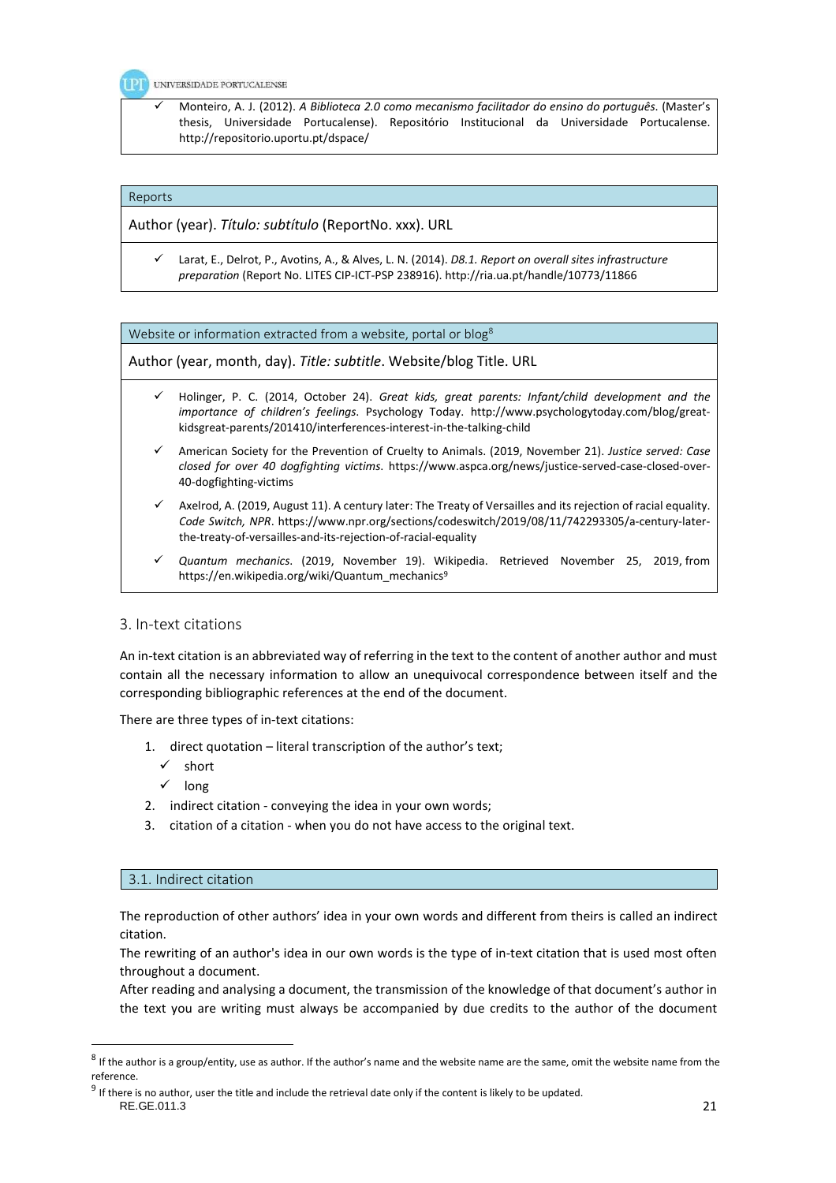- ✓ Monteiro, A. J. (2012). *A Biblioteca 2.0 como mecanismo facilitador do ensino do português.* (Master's thesis, Universidade Portucalense). Repositório Institucional da Universidade Portucalense. http://repositorio.uportu.pt/dspace/

| Reports |
|---|
| Author (year). *Título: subtítulo* (ReportNo. xxx). URL |
| ✓ Larat, E., Delrot, P., Avotins, A., & Alves, L. N. (2014). *D8.1. Report on overall sites infrastructure preparation* (Report No. LITES CIP-ICT-PSP 238916). http://ria.ua.pt/handle/10773/11866 |

| Website or information extracted from a website, portal or blog[8] |
|---|
| Author (year, month, day). *Title: subtitle*. Website/blog Title. URL |
| ✓ Holinger, P. C. (2014, October 24). *Great kids, great parents: Infant/child development and the importance of children's feelings.* Psychology Today. http://www.psychologytoday.com/blog/great-kidsgreat-parents/201410/interferences-interest-in-the-talking-child<br>✓ American Society for the Prevention of Cruelty to Animals. (2019, November 21). *Justice served: Case closed for over 40 dogfighting victims.* https://www.aspca.org/news/justice-served-case-closed-over-40-dogfighting-victims<br>✓ Axelrod, A. (2019, August 11). A century later: The Treaty of Versailles and its rejection of racial equality. *Code Switch, NPR*. https://www.npr.org/sections/codeswitch/2019/08/11/742293305/a-century-later-the-treaty-of-versailles-and-its-rejection-of-racial-equality<br>✓ *Quantum mechanics.* (2019, November 19). Wikipedia. Retrieved November 25, 2019, from https://en.wikipedia.org/wiki/Quantum_mechanics[9] |

## 3. In-text citations

An in-text citation is an abbreviated way of referring in the text to the content of another author and must contain all the necessary information to allow an unequivocal correspondence between itself and the corresponding bibliographic references at the end of the document.

There are three types of in-text citations:

1. direct quotation – literal transcription of the author's text;
   - ✓ short
   - ✓ long
2. indirect citation - conveying the idea in your own words;
3. citation of a citation - when you do not have access to the original text.

### 3.1. Indirect citation

The reproduction of other authors' idea in your own words and different from theirs is called an indirect citation.

The rewriting of an author's idea in our own words is the type of in-text citation that is used most often throughout a document.

After reading and analysing a document, the transmission of the knowledge of that document's author in the text you are writing must always be accompanied by due credits to the author of the document

---

[8] If the author is a group/entity, use as author. If the author's name and the website name are the same, omit the website name from the reference.

[9] If there is no author, user the title and include the retrieval date only if the content is likely to be updated.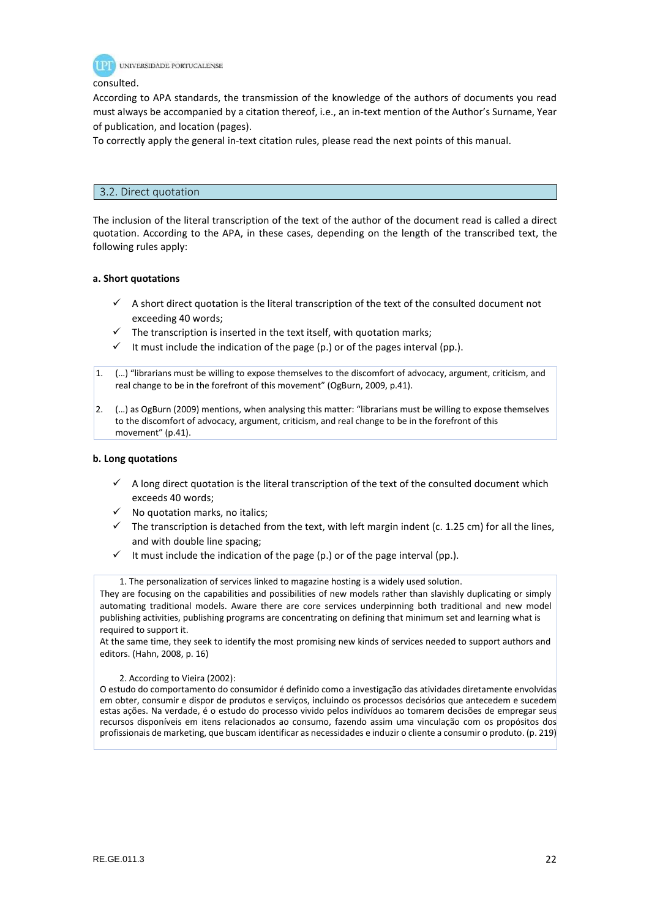consulted.

According to APA standards, the transmission of the knowledge of the authors of documents you read must always be accompanied by a citation thereof, i.e., an in-text mention of the Author's Surname, Year of publication, and location (pages).

To correctly apply the general in-text citation rules, please read the next points of this manual.

## 3.2. Direct quotation

The inclusion of the literal transcription of the text of the author of the document read is called a direct quotation. According to the APA, in these cases, depending on the length of the transcribed text, the following rules apply:

**a. Short quotations**

- ✓ A short direct quotation is the literal transcription of the text of the consulted document not exceeding 40 words;
- ✓ The transcription is inserted in the text itself, with quotation marks;
- ✓ It must include the indication of the page (p.) or of the pages interval (pp.).

1. (…) "librarians must be willing to expose themselves to the discomfort of advocacy, argument, criticism, and real change to be in the forefront of this movement" (OgBurn, 2009, p.41).
2. (…) as OgBurn (2009) mentions, when analysing this matter: "librarians must be willing to expose themselves to the discomfort of advocacy, argument, criticism, and real change to be in the forefront of this movement" (p.41).

**b. Long quotations**

- ✓ A long direct quotation is the literal transcription of the text of the consulted document which exceeds 40 words;
- ✓ No quotation marks, no italics;
- ✓ The transcription is detached from the text, with left margin indent (c. 1.25 cm) for all the lines, and with double line spacing;
- ✓ It must include the indication of the page (p.) or of the page interval (pp.).

1. The personalization of services linked to magazine hosting is a widely used solution.

They are focusing on the capabilities and possibilities of new models rather than slavishly duplicating or simply automating traditional models. Aware there are core services underpinning both traditional and new model publishing activities, publishing programs are concentrating on defining that minimum set and learning what is required to support it.

At the same time, they seek to identify the most promising new kinds of services needed to support authors and editors. (Hahn, 2008, p. 16)

2. According to Vieira (2002):

O estudo do comportamento do consumidor é definido como a investigação das atividades diretamente envolvidas em obter, consumir e dispor de produtos e serviços, incluindo os processos decisórios que antecedem e sucedem estas ações. Na verdade, é o estudo do processo vivido pelos indivíduos ao tomarem decisões de empregar seus recursos disponíveis em itens relacionados ao consumo, fazendo assim uma vinculação com os propósitos dos profissionais de marketing, que buscam identificar as necessidades e induzir o cliente a consumir o produto. (p. 219)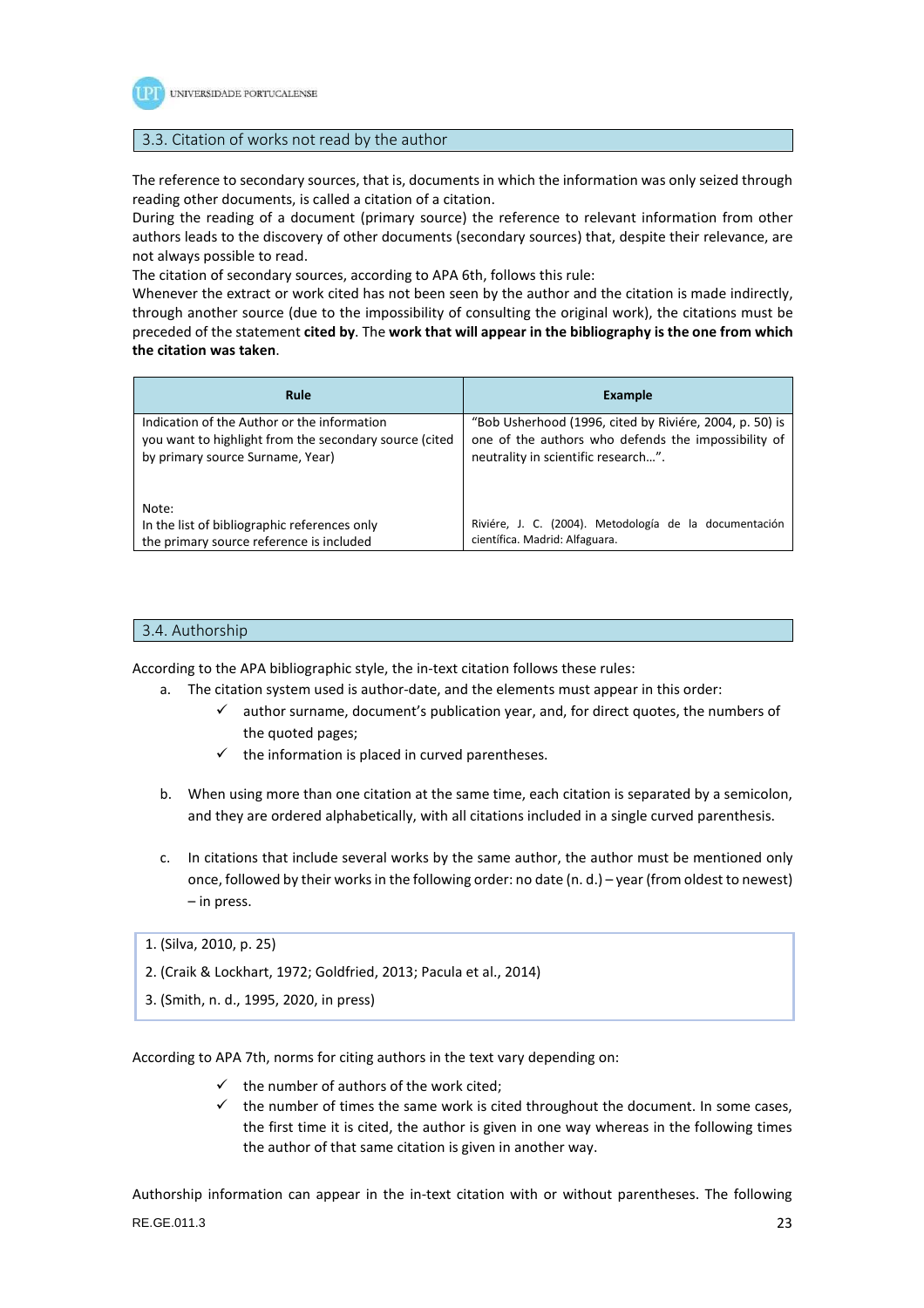## 3.3. Citation of works not read by the author

The reference to secondary sources, that is, documents in which the information was only seized through reading other documents, is called a citation of a citation.

During the reading of a document (primary source) the reference to relevant information from other authors leads to the discovery of other documents (secondary sources) that, despite their relevance, are not always possible to read.

The citation of secondary sources, according to APA 6th, follows this rule:

Whenever the extract or work cited has not been seen by the author and the citation is made indirectly, through another source (due to the impossibility of consulting the original work), the citations must be preceded of the statement **cited by**. The **work that will appear in the bibliography is the one from which the citation was taken**.

| Rule | Example |
|---|---|
| Indication of the Author or the information you want to highlight from the secondary source (cited by primary source Surname, Year) | "Bob Usherhood (1996, cited by Riviére, 2004, p. 50) is one of the authors who defends the impossibility of neutrality in scientific research…". |
| Note:<br>In the list of bibliographic references only the primary source reference is included | Riviére, J. C. (2004). Metodología de la documentación científica. Madrid: Alfaguara. |

## 3.4. Authorship

According to the APA bibliographic style, the in-text citation follows these rules:

a. The citation system used is author-date, and the elements must appear in this order:
   - ✓ author surname, document's publication year, and, for direct quotes, the numbers of the quoted pages;
   - ✓ the information is placed in curved parentheses.

b. When using more than one citation at the same time, each citation is separated by a semicolon, and they are ordered alphabetically, with all citations included in a single curved parenthesis.

c. In citations that include several works by the same author, the author must be mentioned only once, followed by their works in the following order: no date (n. d.) – year (from oldest to newest) – in press.

1. (Silva, 2010, p. 25)
2. (Craik & Lockhart, 1972; Goldfried, 2013; Pacula et al., 2014)
3. (Smith, n. d., 1995, 2020, in press)

According to APA 7th, norms for citing authors in the text vary depending on:

- ✓ the number of authors of the work cited;
- ✓ the number of times the same work is cited throughout the document. In some cases, the first time it is cited, the author is given in one way whereas in the following times the author of that same citation is given in another way.

Authorship information can appear in the in-text citation with or without parentheses. The following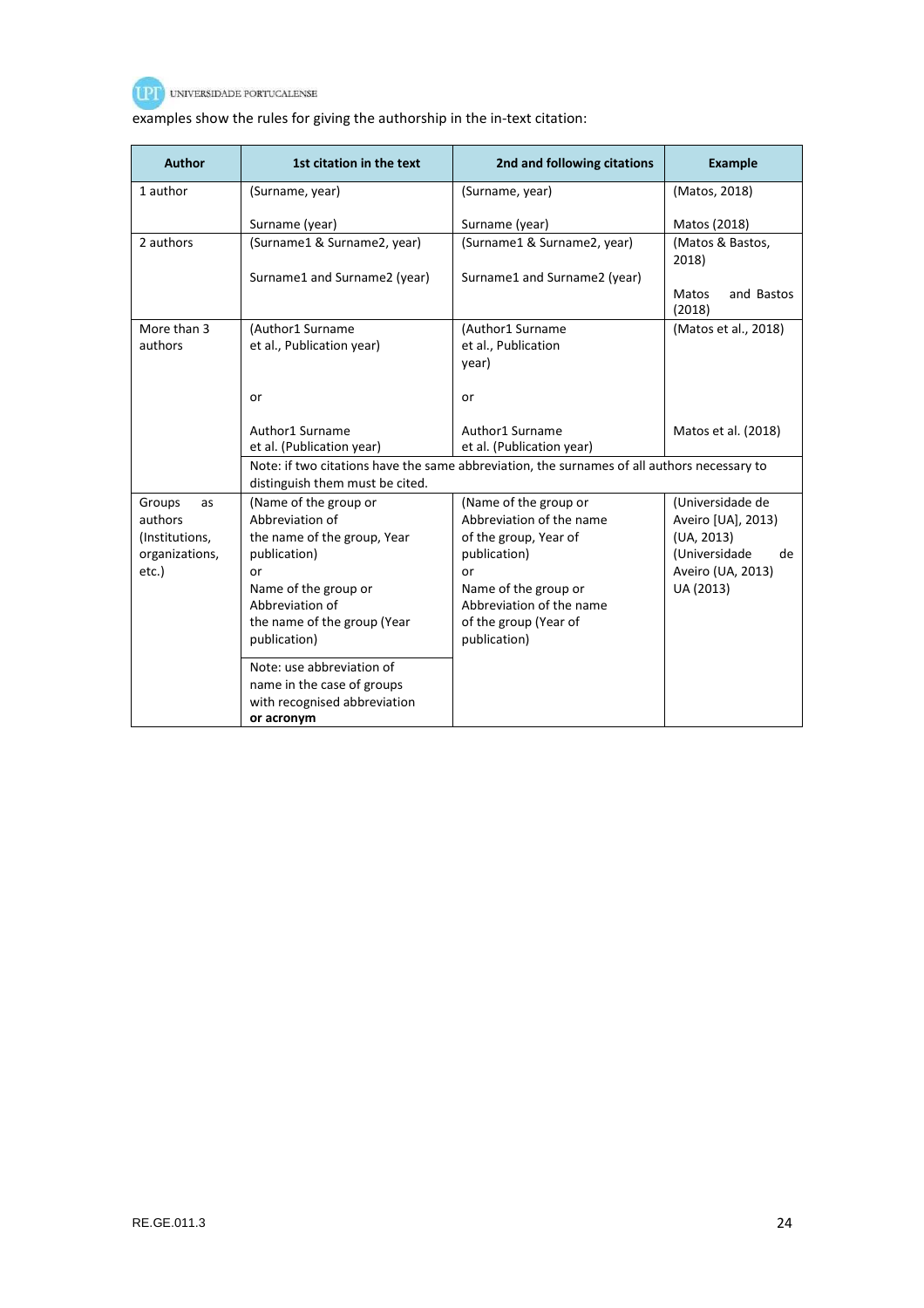examples show the rules for giving the authorship in the in-text citation:

| Author | 1st citation in the text | 2nd and following citations | Example |
|---|---|---|---|
| 1 author | (Surname, year)<br><br>Surname (year) | (Surname, year)<br><br>Surname (year) | (Matos, 2018)<br><br>Matos (2018) |
| 2 authors | (Surname1 & Surname2, year)<br><br>Surname1 and Surname2 (year) | (Surname1 & Surname2, year)<br><br>Surname1 and Surname2 (year) | (Matos & Bastos, 2018)<br><br>Matos and Bastos (2018) |
| More than 3 authors | (Author1 Surname et al., Publication year)<br><br>or<br><br>Author1 Surname et al. (Publication year) | (Author1 Surname et al., Publication year)<br><br>or<br><br>Author1 Surname et al. (Publication year) | (Matos et al., 2018)<br><br>Matos et al. (2018) |
| | Note: if two citations have the same abbreviation, the surnames of all authors necessary to distinguish them must be cited. | | |
| Groups as authors (Institutions, organizations, etc.) | (Name of the group or Abbreviation of the name of the group, Year publication)<br>or<br>Name of the group or Abbreviation of the name of the group (Year publication)<br><br>Note: use abbreviation of name in the case of groups with recognised abbreviation **or acronym** | (Name of the group or Abbreviation of the name of the group, Year of publication)<br>or<br>Name of the group or Abbreviation of the name of the group (Year of publication) | (Universidade de Aveiro [UA], 2013)<br>(UA, 2013)<br>(Universidade de Aveiro (UA, 2013)<br>UA (2013) |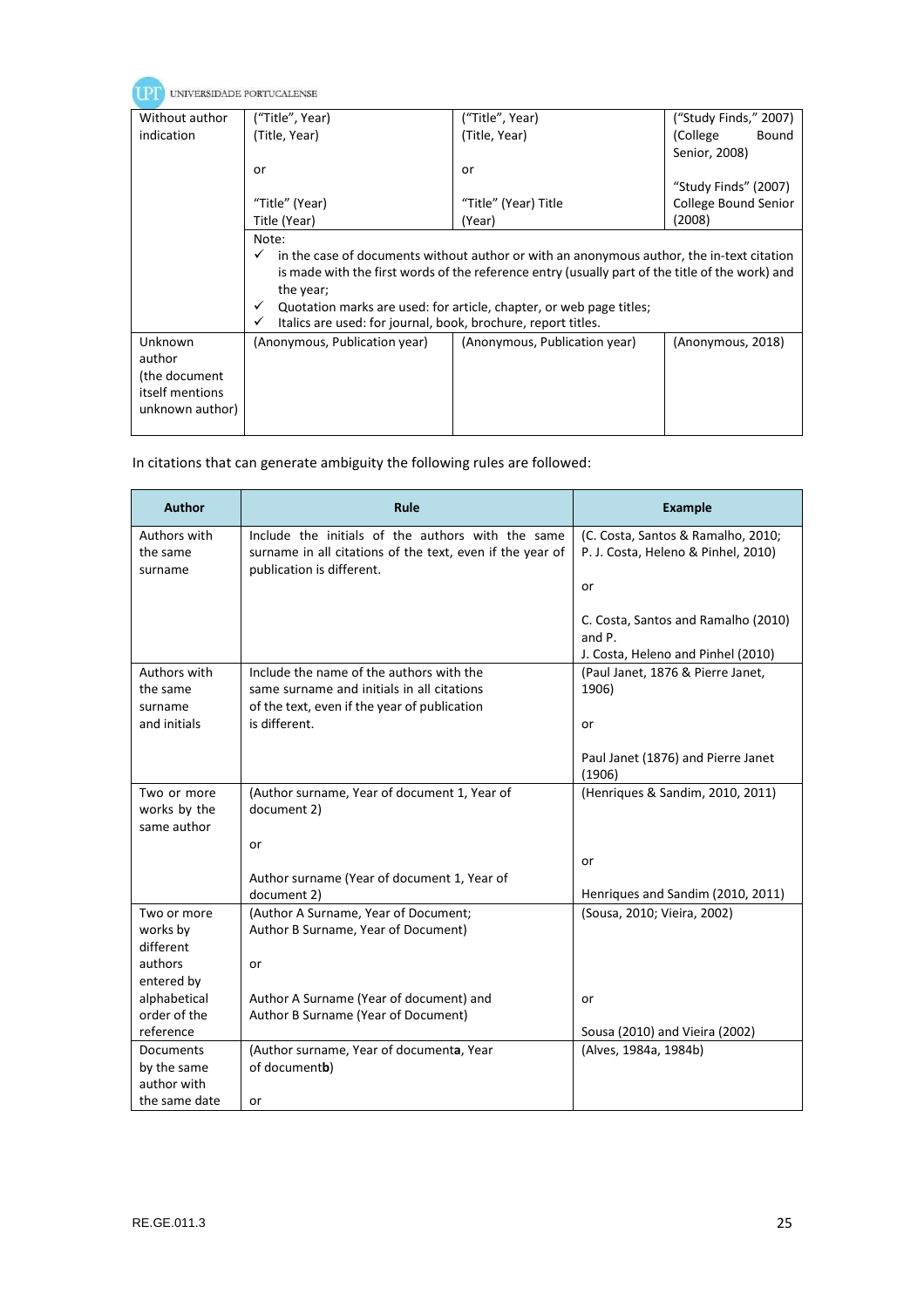| | | | |
|---|---|---|---|
| Without author indication | ("Title", Year)<br>(Title, Year)<br><br>or<br><br>"Title" (Year)<br>Title (Year) | ("Title", Year)<br>(Title, Year)<br><br>or<br><br>"Title" (Year) Title (Year) | ("Study Finds," 2007)<br>(College Bound Senior, 2008)<br><br>"Study Finds" (2007)<br>College Bound Senior (2008) |
| | Note:<br>✓ in the case of documents without author or with an anonymous author, the in-text citation is made with the first words of the reference entry (usually part of the title of the work) and the year;<br>✓ Quotation marks are used: for article, chapter, or web page titles;<br>✓ Italics are used: for journal, book, brochure, report titles. | | |
| Unknown author (the document itself mentions unknown author) | (Anonymous, Publication year) | (Anonymous, Publication year) | (Anonymous, 2018) |

In citations that can generate ambiguity the following rules are followed:

| Author | Rule | Example |
|---|---|---|
| Authors with the same surname | Include the initials of the authors with the same surname in all citations of the text, even if the year of publication is different. | (C. Costa, Santos & Ramalho, 2010; P. J. Costa, Heleno & Pinhel, 2010)<br><br>or<br><br>C. Costa, Santos and Ramalho (2010) and P. J. Costa, Heleno and Pinhel (2010) |
| Authors with the same surname and initials | Include the name of the authors with the same surname and initials in all citations of the text, even if the year of publication is different. | (Paul Janet, 1876 & Pierre Janet, 1906)<br><br>or<br><br>Paul Janet (1876) and Pierre Janet (1906) |
| Two or more works by the same author | (Author surname, Year of document 1, Year of document 2)<br><br>or<br><br>Author surname (Year of document 1, Year of document 2) | (Henriques & Sandim, 2010, 2011)<br><br>or<br><br>Henriques and Sandim (2010, 2011) |
| Two or more works by different authors entered by alphabetical order of the reference | (Author A Surname, Year of Document; Author B Surname, Year of Document)<br><br>or<br><br>Author A Surname (Year of document) and Author B Surname (Year of Document) | (Sousa, 2010; Vieira, 2002)<br><br>or<br><br>Sousa (2010) and Vieira (2002) |
| Documents by the same author with the same date | (Author surname, Year of document**a**, Year of document**b**)<br><br>or | (Alves, 1984a, 1984b) |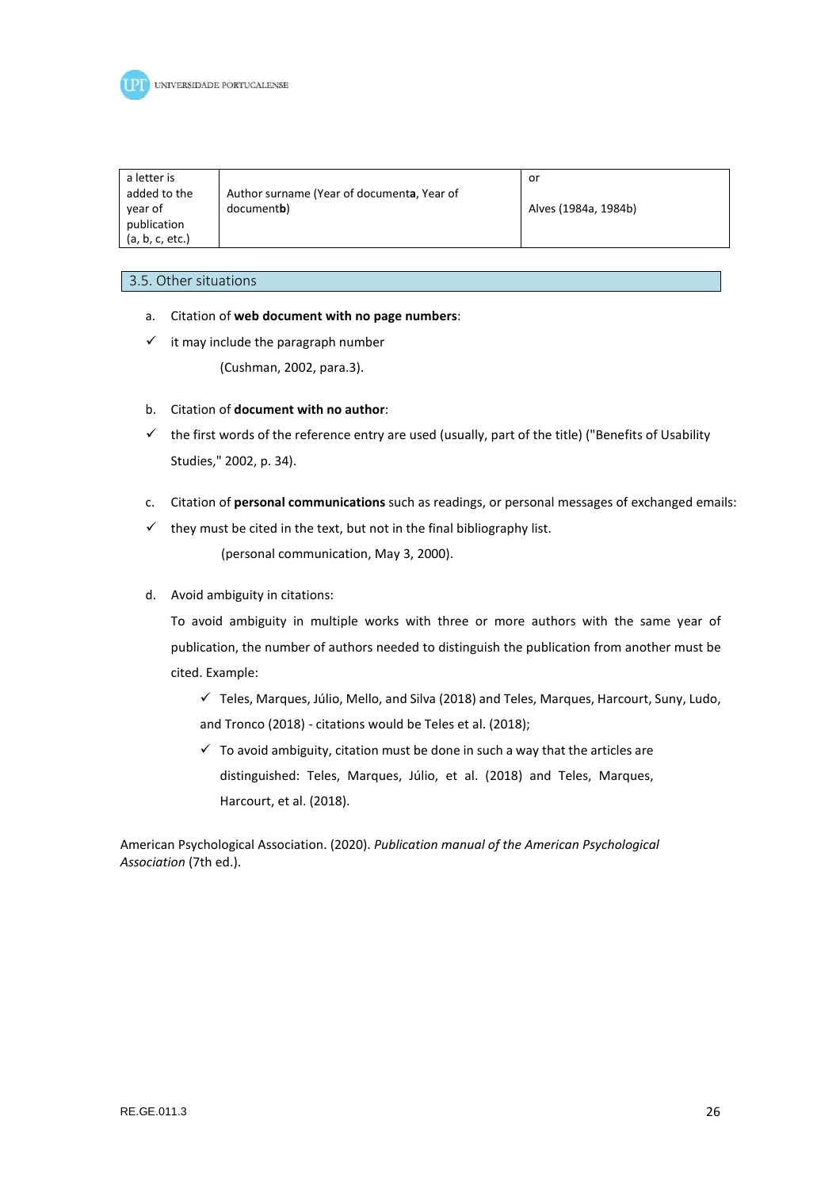| a letter is added to the year of publication (a, b, c, etc.) | Author surname (Year of document**a**, Year of document**b**) | or<br><br>Alves (1984a, 1984b) |
|---|---|---|

## 3.5. Other situations

a. Citation of **web document with no page numbers**:

✓ it may include the paragraph number

(Cushman, 2002, para.3).

b. Citation of **document with no author**:

✓ the first words of the reference entry are used (usually, part of the title) ("Benefits of Usability Studies," 2002, p. 34).

c. Citation of **personal communications** such as readings, or personal messages of exchanged emails:

✓ they must be cited in the text, but not in the final bibliography list.

(personal communication, May 3, 2000).

d. Avoid ambiguity in citations:

To avoid ambiguity in multiple works with three or more authors with the same year of publication, the number of authors needed to distinguish the publication from another must be cited. Example:

✓ Teles, Marques, Júlio, Mello, and Silva (2018) and Teles, Marques, Harcourt, Suny, Ludo, and Tronco (2018) - citations would be Teles et al. (2018);

✓ To avoid ambiguity, citation must be done in such a way that the articles are distinguished: Teles, Marques, Júlio, et al. (2018) and Teles, Marques, Harcourt, et al. (2018).

American Psychological Association. (2020). *Publication manual of the American Psychological Association* (7th ed.).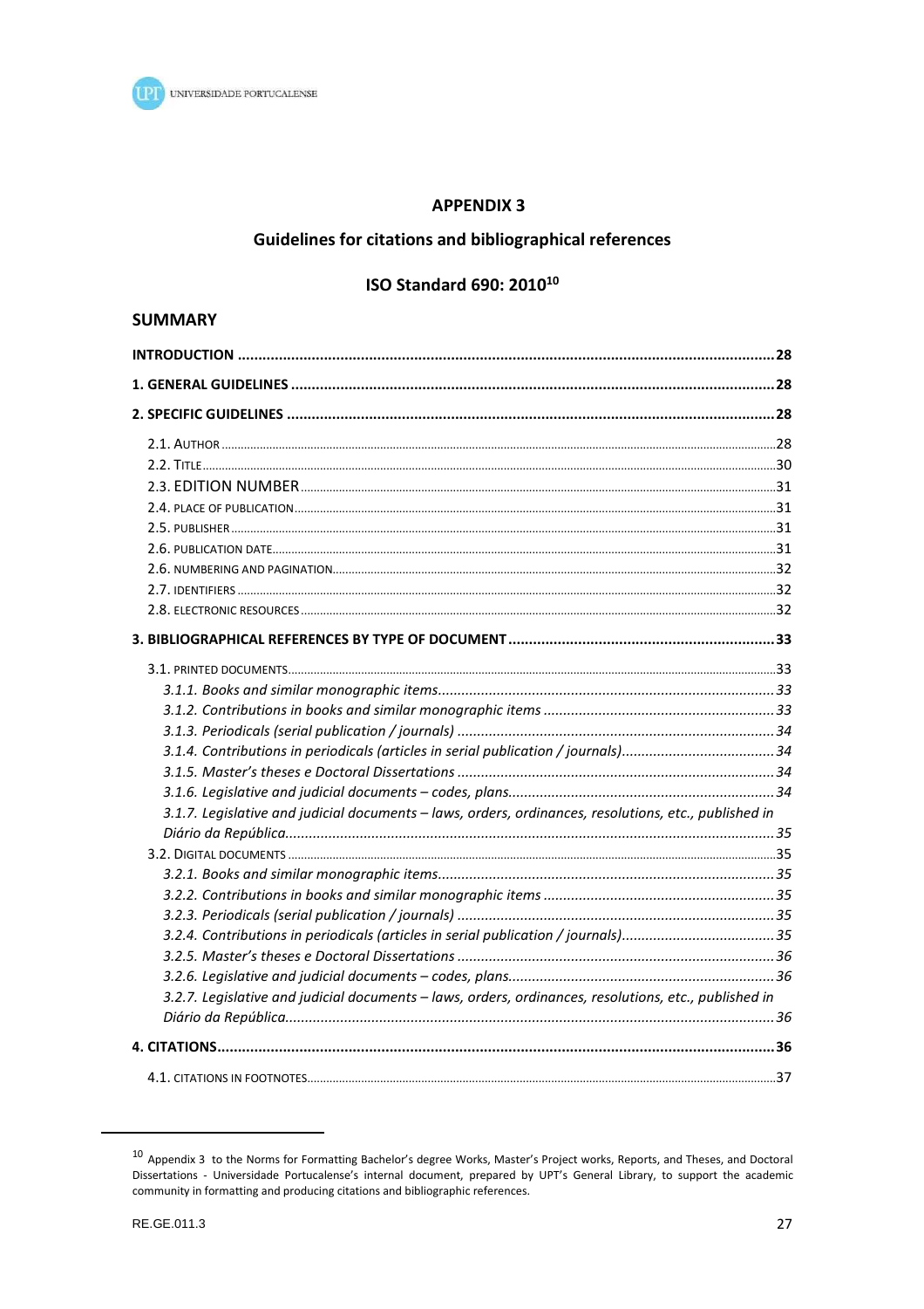# APPENDIX 3

## Guidelines for citations and bibliographical references

## ISO Standard 690: 2010[10]

### SUMMARY

| | |
|---|---|
| **INTRODUCTION** | **28** |
| **1. GENERAL GUIDELINES** | **28** |
| **2. SPECIFIC GUIDELINES** | **28** |
| 2.1. AUTHOR | 28 |
| 2.2. TITLE | 30 |
| 2.3. EDITION NUMBER | 31 |
| 2.4. PLACE OF PUBLICATION | 31 |
| 2.5. PUBLISHER | 31 |
| 2.6. PUBLICATION DATE | 31 |
| 2.6. NUMBERING AND PAGINATION | 32 |
| 2.7. IDENTIFIERS | 32 |
| 2.8. ELECTRONIC RESOURCES | 32 |
| **3. BIBLIOGRAPHICAL REFERENCES BY TYPE OF DOCUMENT** | **33** |
| 3.1. PRINTED DOCUMENTS | 33 |
| *3.1.1. Books and similar monographic items* | *33* |
| *3.1.2. Contributions in books and similar monographic items* | *33* |
| *3.1.3. Periodicals (serial publication / journals)* | *34* |
| *3.1.4. Contributions in periodicals (articles in serial publication / journals)* | *34* |
| *3.1.5. Master's theses e Doctoral Dissertations* | *34* |
| *3.1.6. Legislative and judicial documents – codes, plans.* | *34* |
| *3.1.7. Legislative and judicial documents – laws, orders, ordinances, resolutions, etc., published in Diário da República.* | *35* |
| 3.2. DIGITAL DOCUMENTS | 35 |
| *3.2.1. Books and similar monographic items* | *35* |
| *3.2.2. Contributions in books and similar monographic items* | *35* |
| *3.2.3. Periodicals (serial publication / journals)* | *35* |
| *3.2.4. Contributions in periodicals (articles in serial publication / journals)* | *35* |
| *3.2.5. Master's theses e Doctoral Dissertations* | *36* |
| *3.2.6. Legislative and judicial documents – codes, plans.* | *36* |
| *3.2.7. Legislative and judicial documents – laws, orders, ordinances, resolutions, etc., published in Diário da República.* | *36* |
| **4. CITATIONS** | **36** |
| 4.1. CITATIONS IN FOOTNOTES | 37 |

---

[10] Appendix 3 to the Norms for Formatting Bachelor's degree Works, Master's Project works, Reports, and Theses, and Doctoral Dissertations - Universidade Portucalense's internal document, prepared by UPT's General Library, to support the academic community in formatting and producing citations and bibliographic references.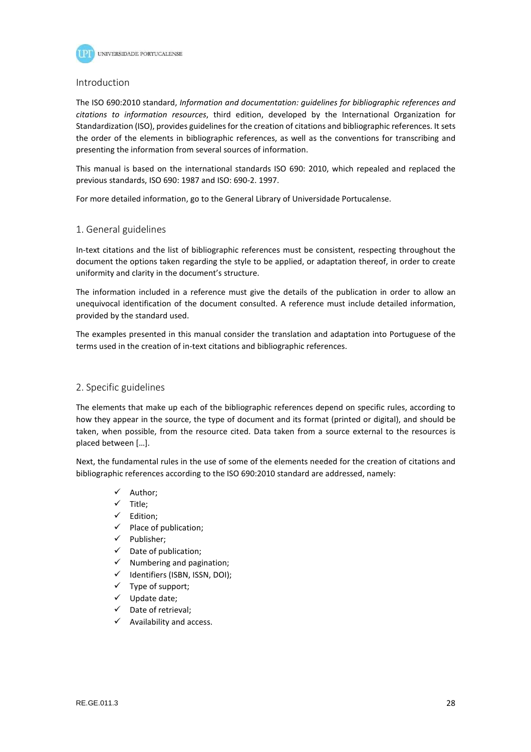## Introduction

The ISO 690:2010 standard, *Information and documentation: guidelines for bibliographic references and citations to information resources*, third edition, developed by the International Organization for Standardization (ISO), provides guidelines for the creation of citations and bibliographic references. It sets the order of the elements in bibliographic references, as well as the conventions for transcribing and presenting the information from several sources of information.

This manual is based on the international standards ISO 690: 2010, which repealed and replaced the previous standards, ISO 690: 1987 and ISO: 690-2. 1997.

For more detailed information, go to the General Library of Universidade Portucalense.

## 1. General guidelines

In-text citations and the list of bibliographic references must be consistent, respecting throughout the document the options taken regarding the style to be applied, or adaptation thereof, in order to create uniformity and clarity in the document's structure.

The information included in a reference must give the details of the publication in order to allow an unequivocal identification of the document consulted. A reference must include detailed information, provided by the standard used.

The examples presented in this manual consider the translation and adaptation into Portuguese of the terms used in the creation of in-text citations and bibliographic references.

## 2. Specific guidelines

The elements that make up each of the bibliographic references depend on specific rules, according to how they appear in the source, the type of document and its format (printed or digital), and should be taken, when possible, from the resource cited. Data taken from a source external to the resources is placed between […].

Next, the fundamental rules in the use of some of the elements needed for the creation of citations and bibliographic references according to the ISO 690:2010 standard are addressed, namely:

- ✓ Author;
- ✓ Title;
- ✓ Edition;
- ✓ Place of publication;
- ✓ Publisher;
- ✓ Date of publication;
- ✓ Numbering and pagination;
- ✓ Identifiers (ISBN, ISSN, DOI);
- ✓ Type of support;
- ✓ Update date;
- ✓ Date of retrieval;
- ✓ Availability and access.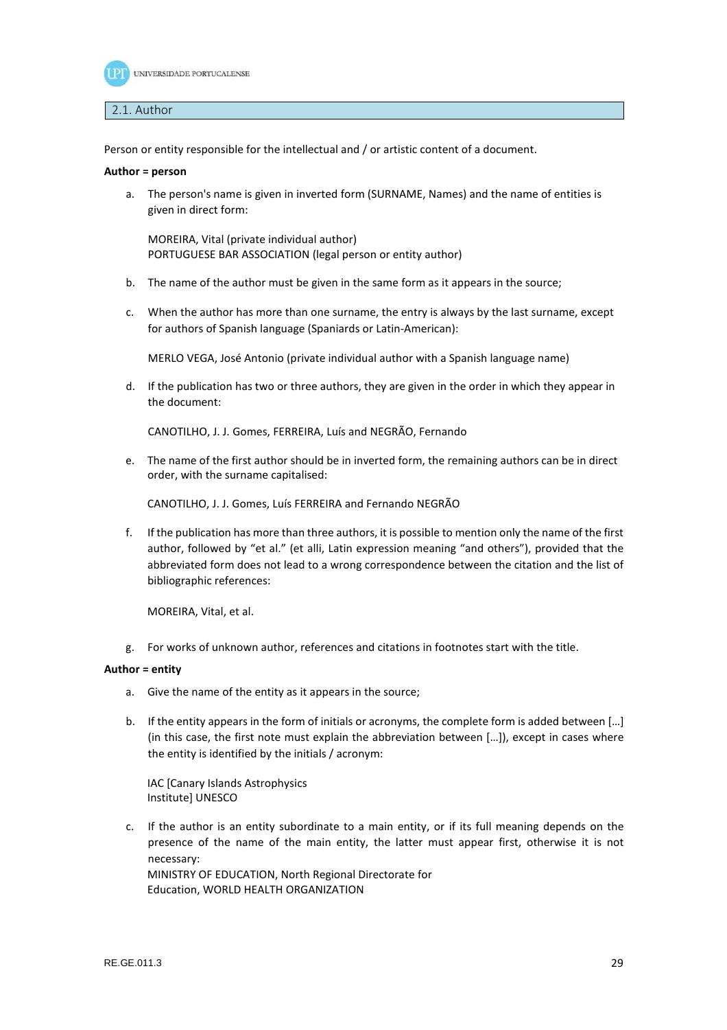## 2.1. Author

Person or entity responsible for the intellectual and / or artistic content of a document.

**Author = person**

a. The person's name is given in inverted form (SURNAME, Names) and the name of entities is given in direct form:

   MOREIRA, Vital (private individual author)
   PORTUGUESE BAR ASSOCIATION (legal person or entity author)

b. The name of the author must be given in the same form as it appears in the source;

c. When the author has more than one surname, the entry is always by the last surname, except for authors of Spanish language (Spaniards or Latin-American):

   MERLO VEGA, José Antonio (private individual author with a Spanish language name)

d. If the publication has two or three authors, they are given in the order in which they appear in the document:

   CANOTILHO, J. J. Gomes, FERREIRA, Luís and NEGRÃO, Fernando

e. The name of the first author should be in inverted form, the remaining authors can be in direct order, with the surname capitalised:

   CANOTILHO, J. J. Gomes, Luís FERREIRA and Fernando NEGRÃO

f. If the publication has more than three authors, it is possible to mention only the name of the first author, followed by "et al." (et alli, Latin expression meaning "and others"), provided that the abbreviated form does not lead to a wrong correspondence between the citation and the list of bibliographic references:

   MOREIRA, Vital, et al.

g. For works of unknown author, references and citations in footnotes start with the title.

**Author = entity**

a. Give the name of the entity as it appears in the source;

b. If the entity appears in the form of initials or acronyms, the complete form is added between […] (in this case, the first note must explain the abbreviation between […]), except in cases where the entity is identified by the initials / acronym:

   IAC [Canary Islands Astrophysics
   Institute] UNESCO

c. If the author is an entity subordinate to a main entity, or if its full meaning depends on the presence of the name of the main entity, the latter must appear first, otherwise it is not necessary:
   MINISTRY OF EDUCATION, North Regional Directorate for
   Education, WORLD HEALTH ORGANIZATION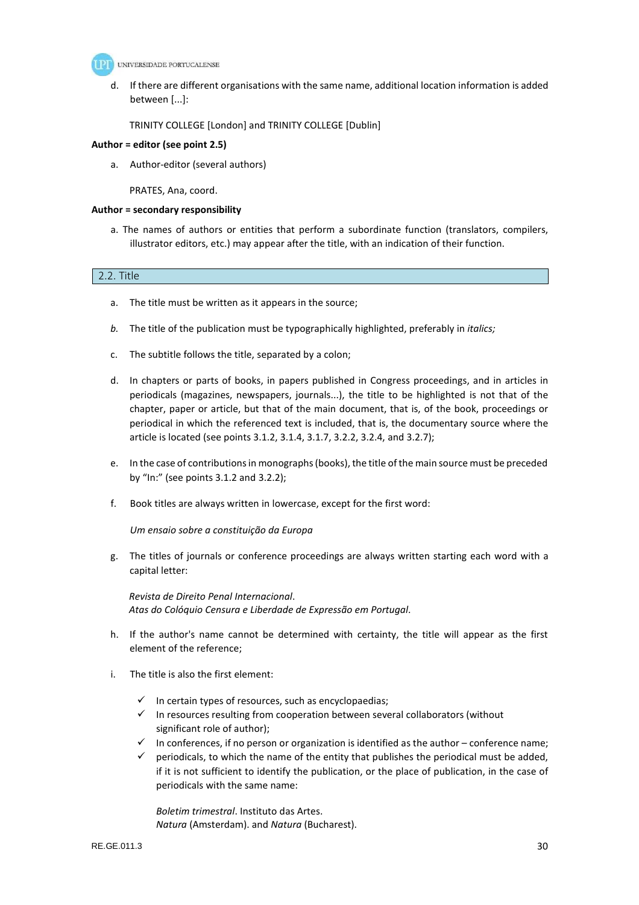d. If there are different organisations with the same name, additional location information is added between [...]:

   TRINITY COLLEGE [London] and TRINITY COLLEGE [Dublin]

**Author = editor (see point 2.5)**

a. Author-editor (several authors)

   PRATES, Ana, coord.

**Author = secondary responsibility**

a. The names of authors or entities that perform a subordinate function (translators, compilers, illustrator editors, etc.) may appear after the title, with an indication of their function.

## 2.2. Title

a. The title must be written as it appears in the source;

*b.* The title of the publication must be typographically highlighted, preferably in *italics;*

c. The subtitle follows the title, separated by a colon;

d. In chapters or parts of books, in papers published in Congress proceedings, and in articles in periodicals (magazines, newspapers, journals...), the title to be highlighted is not that of the chapter, paper or article, but that of the main document, that is, of the book, proceedings or periodical in which the referenced text is included, that is, the documentary source where the article is located (see points 3.1.2, 3.1.4, 3.1.7, 3.2.2, 3.2.4, and 3.2.7);

e. In the case of contributions in monographs (books), the title of the main source must be preceded by "In:" (see points 3.1.2 and 3.2.2);

f. Book titles are always written in lowercase, except for the first word:

   *Um ensaio sobre a constituição da Europa*

g. The titles of journals or conference proceedings are always written starting each word with a capital letter:

   *Revista de Direito Penal Internacional*.
   *Atas do Colóquio Censura e Liberdade de Expressão em Portugal*.

h. If the author's name cannot be determined with certainty, the title will appear as the first element of the reference;

i. The title is also the first element:

   - ✓ In certain types of resources, such as encyclopaedias;
   - ✓ In resources resulting from cooperation between several collaborators (without significant role of author);
   - ✓ In conferences, if no person or organization is identified as the author – conference name;
   - ✓ periodicals, to which the name of the entity that publishes the periodical must be added, if it is not sufficient to identify the publication, or the place of publication, in the case of periodicals with the same name:

     *Boletim trimestral*. Instituto das Artes.
     *Natura* (Amsterdam). and *Natura* (Bucharest).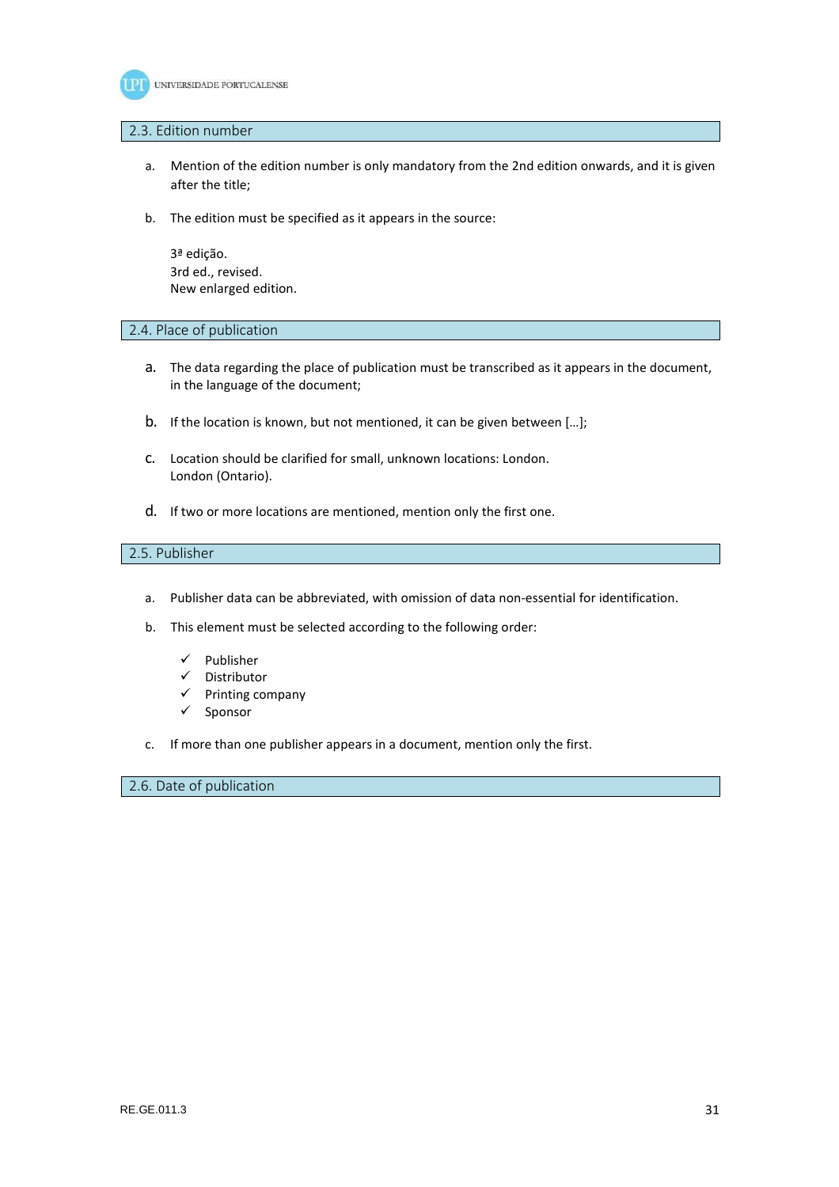### 2.3. Edition number

a. Mention of the edition number is only mandatory from the 2nd edition onwards, and it is given after the title;

b. The edition must be specified as it appears in the source:

   3ª edição.
   3rd ed., revised.
   New enlarged edition.

### 2.4. Place of publication

a. The data regarding the place of publication must be transcribed as it appears in the document, in the language of the document;

b. If the location is known, but not mentioned, it can be given between […];

c. Location should be clarified for small, unknown locations: London.
   London (Ontario).

d. If two or more locations are mentioned, mention only the first one.

### 2.5. Publisher

a. Publisher data can be abbreviated, with omission of data non-essential for identification.

b. This element must be selected according to the following order:

   - ✓ Publisher
   - ✓ Distributor
   - ✓ Printing company
   - ✓ Sponsor

c. If more than one publisher appears in a document, mention only the first.

### 2.6. Date of publication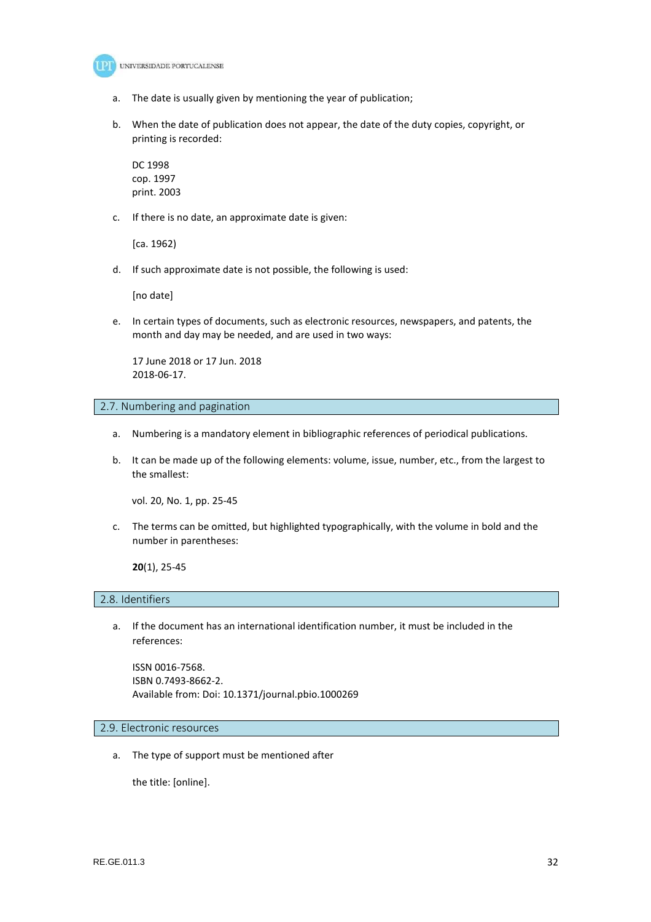a. The date is usually given by mentioning the year of publication;

b. When the date of publication does not appear, the date of the duty copies, copyright, or printing is recorded:

   DC 1998
   cop. 1997
   print. 2003

c. If there is no date, an approximate date is given:

   [ca. 1962)

d. If such approximate date is not possible, the following is used:

   [no date]

e. In certain types of documents, such as electronic resources, newspapers, and patents, the month and day may be needed, and are used in two ways:

   17 June 2018 or 17 Jun. 2018
   2018-06-17.

## 2.7. Numbering and pagination

a. Numbering is a mandatory element in bibliographic references of periodical publications.

b. It can be made up of the following elements: volume, issue, number, etc., from the largest to the smallest:

   vol. 20, No. 1, pp. 25-45

c. The terms can be omitted, but highlighted typographically, with the volume in bold and the number in parentheses:

   **20**(1), 25-45

## 2.8. Identifiers

a. If the document has an international identification number, it must be included in the references:

   ISSN 0016-7568.
   ISBN 0.7493-8662-2.
   Available from: Doi: 10.1371/journal.pbio.1000269

## 2.9. Electronic resources

a. The type of support must be mentioned after

   the title: [online].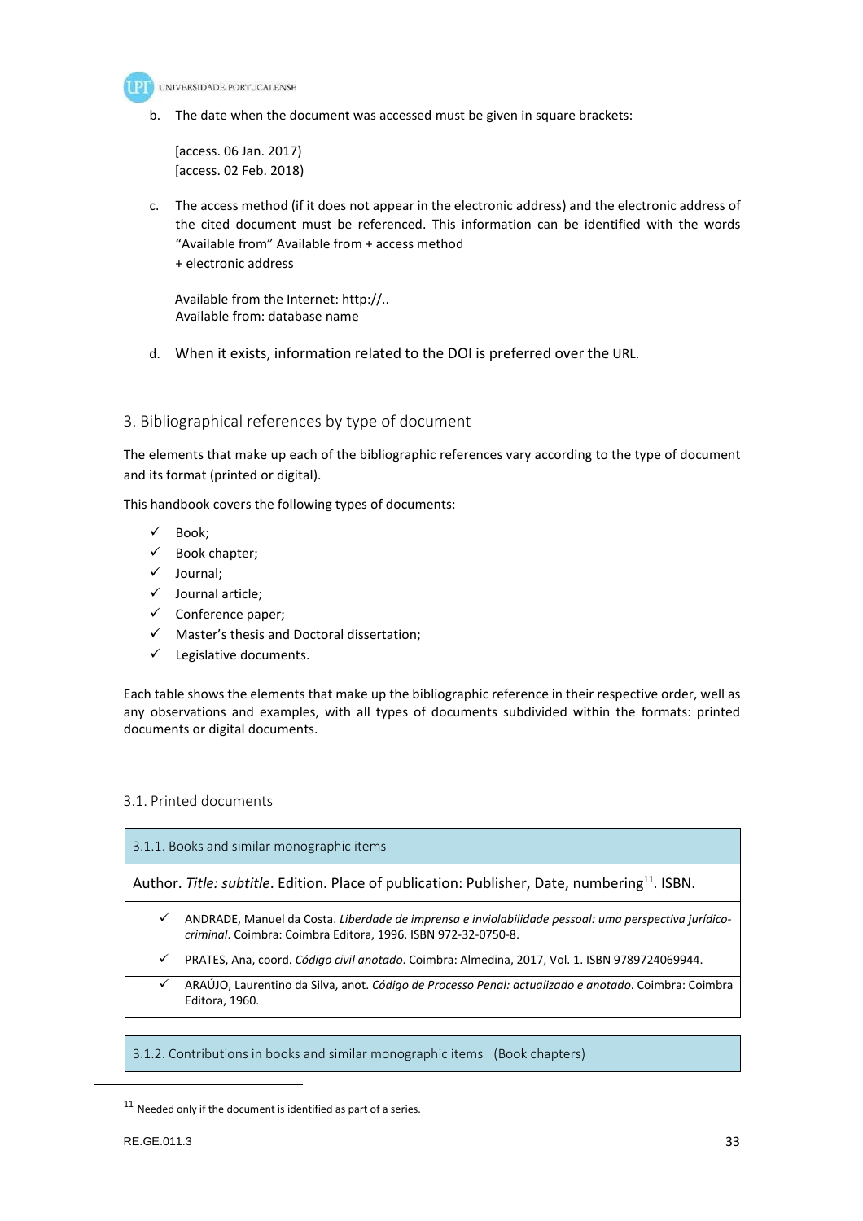b. The date when the document was accessed must be given in square brackets:

[access. 06 Jan. 2017)
[access. 02 Feb. 2018)

c. The access method (if it does not appear in the electronic address) and the electronic address of the cited document must be referenced. This information can be identified with the words "Available from" Available from + access method
+ electronic address

Available from the Internet: http://..
Available from: database name

d. When it exists, information related to the DOI is preferred over the URL.

## 3. Bibliographical references by type of document

The elements that make up each of the bibliographic references vary according to the type of document and its format (printed or digital).

This handbook covers the following types of documents:

- ✓ Book;
- ✓ Book chapter;
- ✓ Journal;
- ✓ Journal article;
- ✓ Conference paper;
- ✓ Master's thesis and Doctoral dissertation;
- ✓ Legislative documents.

Each table shows the elements that make up the bibliographic reference in their respective order, well as any observations and examples, with all types of documents subdivided within the formats: printed documents or digital documents.

### 3.1. Printed documents

| 3.1.1. Books and similar monographic items |
|---|
| Author. *Title: subtitle*. Edition. Place of publication: Publisher, Date, numbering[11]. ISBN. |
| ✓ ANDRADE, Manuel da Costa. *Liberdade de imprensa e inviolabilidade pessoal: uma perspectiva jurídico-criminal*. Coimbra: Coimbra Editora, 1996. ISBN 972-32-0750-8. <br> ✓ PRATES, Ana, coord. *Código civil anotado*. Coimbra: Almedina, 2017, Vol. 1. ISBN 9789724069944. |
| ✓ ARAÚJO, Laurentino da Silva, anot. *Código de Processo Penal: actualizado e anotado*. Coimbra: Coimbra Editora, 1960. |

| 3.1.2. Contributions in books and similar monographic items (Book chapters) |
|---|

[11] Needed only if the document is identified as part of a series.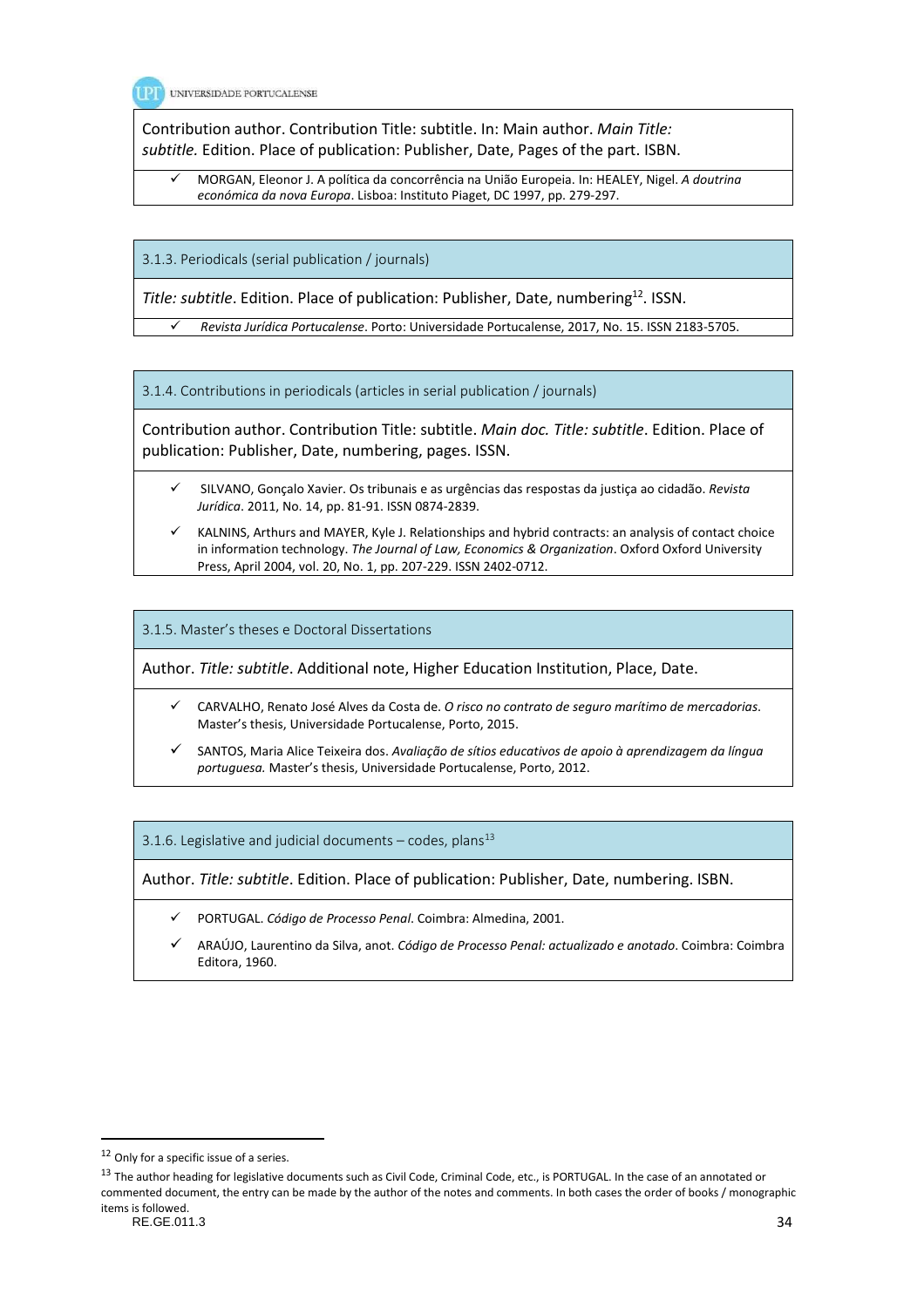Contribution author. Contribution Title: subtitle. In: Main author. *Main Title: subtitle.* Edition. Place of publication: Publisher, Date, Pages of the part. ISBN.

- ✓ MORGAN, Eleonor J. A política da concorrência na União Europeia. In: HEALEY, Nigel. *A doutrina económica da nova Europa*. Lisboa: Instituto Piaget, DC 1997, pp. 279-297.

### 3.1.3. Periodicals (serial publication / journals)

*Title: subtitle*. Edition. Place of publication: Publisher, Date, numbering[12]. ISSN.

- ✓ *Revista Jurídica Portucalense*. Porto: Universidade Portucalense, 2017, No. 15. ISSN 2183-5705.

### 3.1.4. Contributions in periodicals (articles in serial publication / journals)

Contribution author. Contribution Title: subtitle. *Main doc. Title: subtitle*. Edition. Place of publication: Publisher, Date, numbering, pages. ISSN.

- ✓ SILVANO, Gonçalo Xavier. Os tribunais e as urgências das respostas da justiça ao cidadão. *Revista Jurídica*. 2011, No. 14, pp. 81-91. ISSN 0874-2839.
- ✓ KALNINS, Arthurs and MAYER, Kyle J. Relationships and hybrid contracts: an analysis of contact choice in information technology. *The Journal of Law, Economics & Organization*. Oxford Oxford University Press, April 2004, vol. 20, No. 1, pp. 207-229. ISSN 2402-0712.

### 3.1.5. Master's theses e Doctoral Dissertations

Author. *Title: subtitle*. Additional note, Higher Education Institution, Place, Date.

- ✓ CARVALHO, Renato José Alves da Costa de. *O risco no contrato de seguro marítimo de mercadorias*. Master's thesis, Universidade Portucalense, Porto, 2015.
- ✓ SANTOS, Maria Alice Teixeira dos. *Avaliação de sítios educativos de apoio à aprendizagem da língua portuguesa.* Master's thesis, Universidade Portucalense, Porto, 2012.

### 3.1.6. Legislative and judicial documents – codes, plans[13]

Author. *Title: subtitle*. Edition. Place of publication: Publisher, Date, numbering. ISBN.

- ✓ PORTUGAL. *Código de Processo Penal*. Coimbra: Almedina, 2001.
- ✓ ARAÚJO, Laurentino da Silva, anot. *Código de Processo Penal: actualizado e anotado*. Coimbra: Coimbra Editora, 1960.

---

[12] Only for a specific issue of a series.

[13] The author heading for legislative documents such as Civil Code, Criminal Code, etc., is PORTUGAL. In the case of an annotated or commented document, the entry can be made by the author of the notes and comments. In both cases the order of books / monographic items is followed.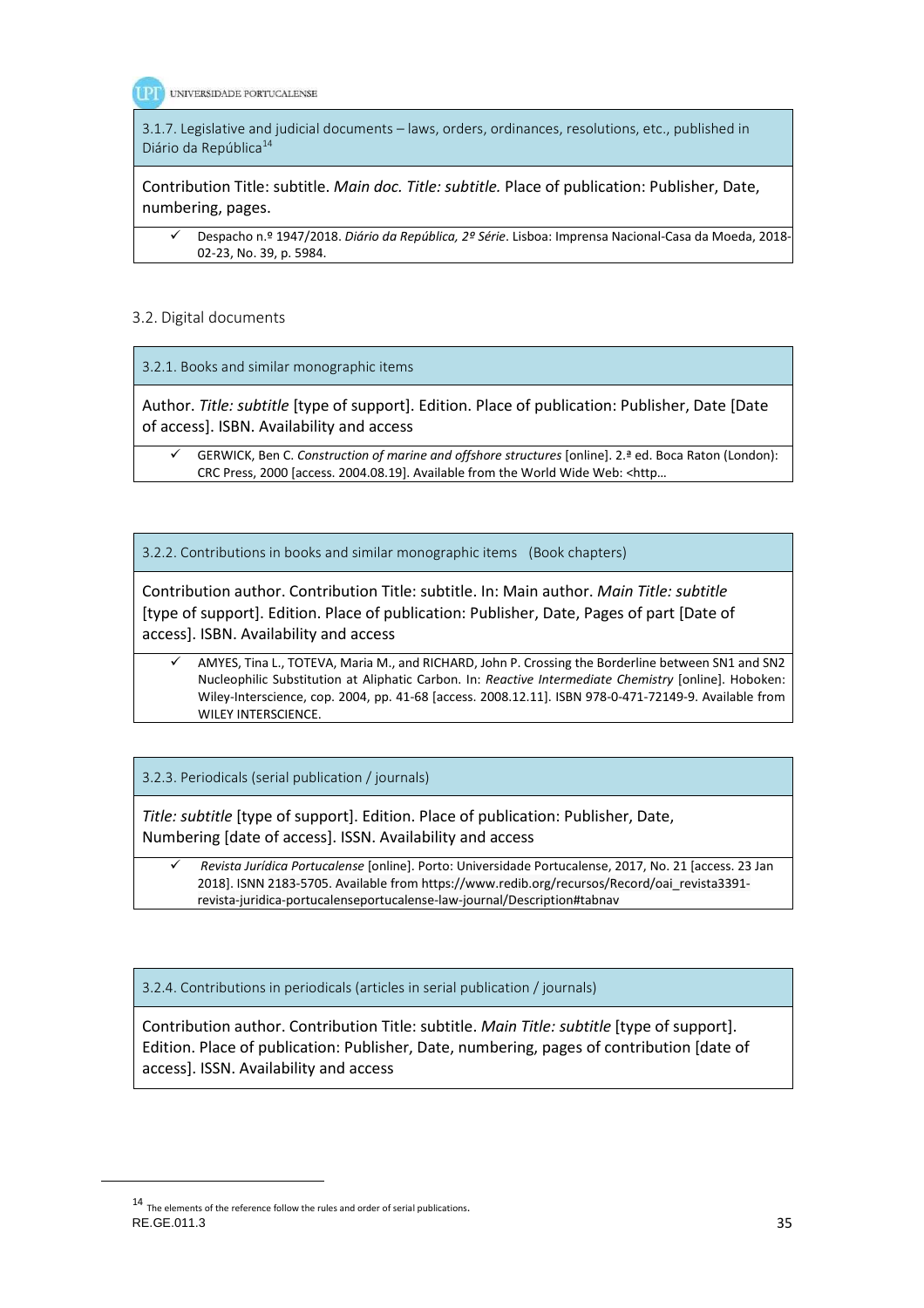#### 3.1.7. Legislative and judicial documents – laws, orders, ordinances, resolutions, etc., published in Diário da República[14]

Contribution Title: subtitle. *Main doc. Title: subtitle.* Place of publication: Publisher, Date, numbering, pages.

- ✓ Despacho n.º 1947/2018. *Diário da República, 2º Série*. Lisboa: Imprensa Nacional-Casa da Moeda, 2018-02-23, No. 39, p. 5984.

### 3.2. Digital documents

#### 3.2.1. Books and similar monographic items

Author. *Title: subtitle* [type of support]. Edition. Place of publication: Publisher, Date [Date of access]. ISBN. Availability and access

- ✓ GERWICK, Ben C. *Construction of marine and offshore structures* [online]. 2.ª ed. Boca Raton (London): CRC Press, 2000 [access. 2004.08.19]. Available from the World Wide Web: <http…

#### 3.2.2. Contributions in books and similar monographic items (Book chapters)

Contribution author. Contribution Title: subtitle. In: Main author. *Main Title: subtitle* [type of support]. Edition. Place of publication: Publisher, Date, Pages of part [Date of access]. ISBN. Availability and access

- ✓ AMYES, Tina L., TOTEVA, Maria M., and RICHARD, John P. Crossing the Borderline between SN1 and SN2 Nucleophilic Substitution at Aliphatic Carbon. In: *Reactive Intermediate Chemistry* [online]. Hoboken: Wiley-Interscience, cop. 2004, pp. 41-68 [access. 2008.12.11]. ISBN 978-0-471-72149-9. Available from WILEY INTERSCIENCE.

#### 3.2.3. Periodicals (serial publication / journals)

*Title: subtitle* [type of support]. Edition. Place of publication: Publisher, Date, Numbering [date of access]. ISSN. Availability and access

- ✓ *Revista Jurídica Portucalense* [online]. Porto: Universidade Portucalense, 2017, No. 21 [access. 23 Jan 2018]. ISNN 2183-5705. Available from https://www.redib.org/recursos/Record/oai_revista3391-revista-juridica-portucalenseportucalense-law-journal/Description#tabnav

#### 3.2.4. Contributions in periodicals (articles in serial publication / journals)

Contribution author. Contribution Title: subtitle. *Main Title: subtitle* [type of support]. Edition. Place of publication: Publisher, Date, numbering, pages of contribution [date of access]. ISSN. Availability and access

[14] The elements of the reference follow the rules and order of serial publications.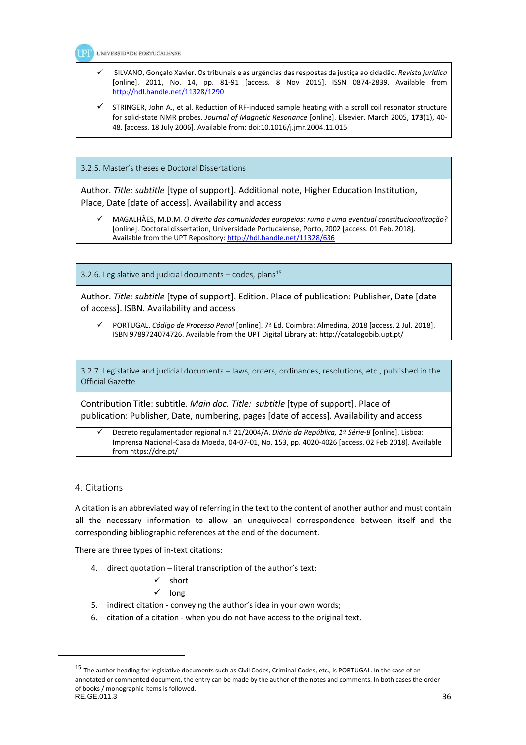- ✓ SILVANO, Gonçalo Xavier. Os tribunais e as urgências das respostas da justiça ao cidadão. *Revista jurídica* [online]. 2011, No. 14, pp. 81-91 [access. 8 Nov 2015]. ISSN 0874-2839. Available from http://hdl.handle.net/11328/1290
- ✓ STRINGER, John A., et al. Reduction of RF-induced sample heating with a scroll coil resonator structure for solid-state NMR probes. *Journal of Magnetic Resonance* [online]. Elsevier. March 2005, **173**(1), 40-48. [access. 18 July 2006]. Available from: doi:10.1016/j.jmr.2004.11.015

### 3.2.5. Master's theses e Doctoral Dissertations

Author. *Title: subtitle* [type of support]. Additional note, Higher Education Institution, Place, Date [date of access]. Availability and access

- ✓ MAGALHÃES, M.D.M. *O direito das comunidades europeias: rumo a uma eventual constitucionalização?* [online]. Doctoral dissertation, Universidade Portucalense, Porto, 2002 [access. 01 Feb. 2018]. Available from the UPT Repository: http://hdl.handle.net/11328/636

### 3.2.6. Legislative and judicial documents – codes, plans[15]

Author. *Title: subtitle* [type of support]. Edition. Place of publication: Publisher, Date [date of access]. ISBN. Availability and access

- ✓ PORTUGAL. *Código de Processo Penal* [online]. 7ª Ed. Coimbra: Almedina, 2018 [access. 2 Jul. 2018]. ISBN 9789724074726. Available from the UPT Digital Library at: http://catalogobib.upt.pt/

### 3.2.7. Legislative and judicial documents – laws, orders, ordinances, resolutions, etc., published in the Official Gazette

Contribution Title: subtitle. *Main doc. Title: subtitle* [type of support]. Place of publication: Publisher, Date, numbering, pages [date of access]. Availability and access

- ✓ Decreto regulamentador regional n.º 21/2004/A. *Diário da República, 1º Série-B* [online]. Lisboa: Imprensa Nacional-Casa da Moeda, 04-07-01, No. 153, pp. 4020-4026 [access. 02 Feb 2018]. Available from https://dre.pt/

## 4. Citations

A citation is an abbreviated way of referring in the text to the content of another author and must contain all the necessary information to allow an unequivocal correspondence between itself and the corresponding bibliographic references at the end of the document.

There are three types of in-text citations:

4. direct quotation – literal transcription of the author's text:
   - ✓ short
   - ✓ long
5. indirect citation - conveying the author's idea in your own words;
6. citation of a citation - when you do not have access to the original text.

---

[15] The author heading for legislative documents such as Civil Codes, Criminal Codes, etc., is PORTUGAL. In the case of an annotated or commented document, the entry can be made by the author of the notes and comments. In both cases the order of books / monographic items is followed.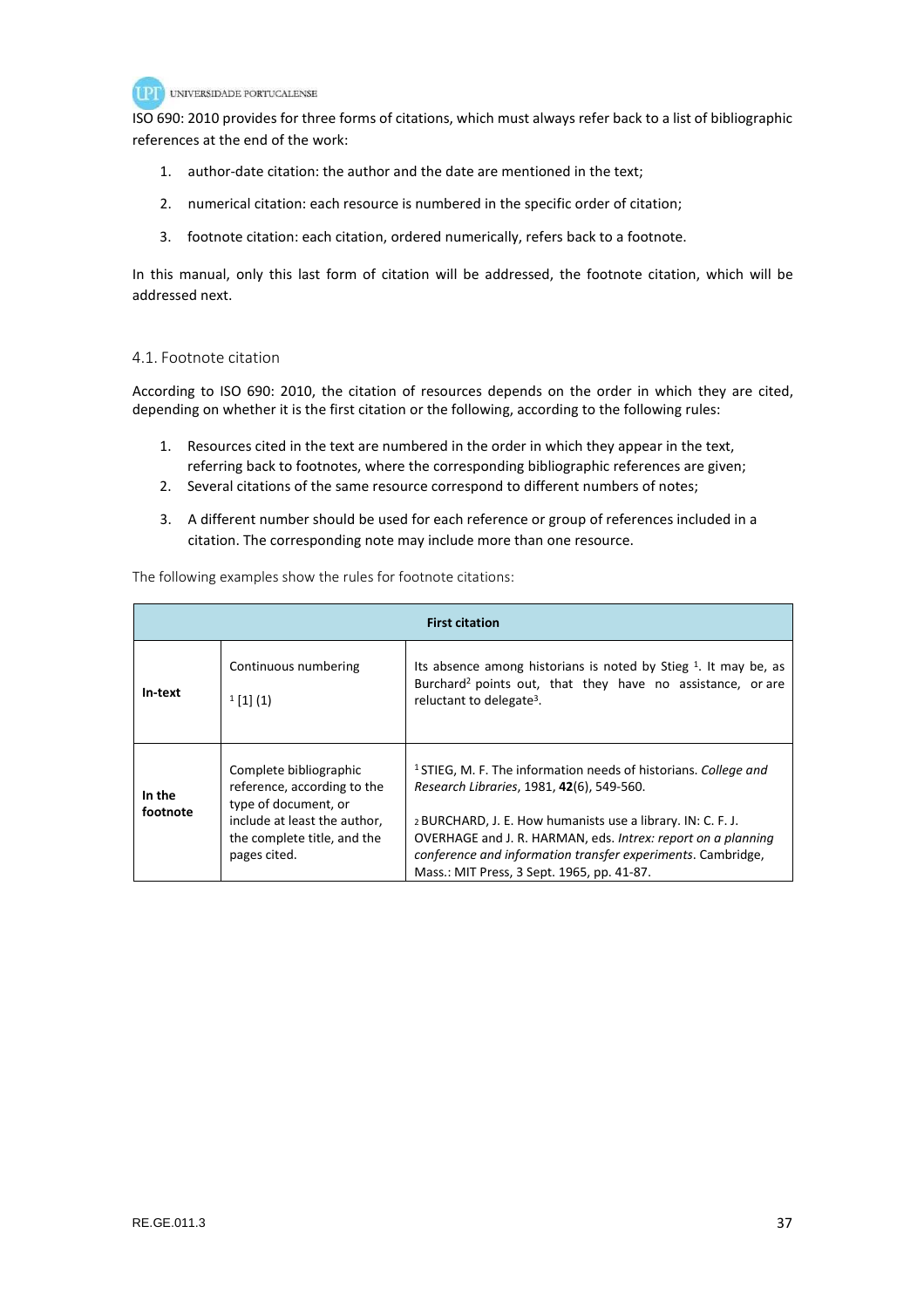ISO 690: 2010 provides for three forms of citations, which must always refer back to a list of bibliographic references at the end of the work:

1. author-date citation: the author and the date are mentioned in the text;
2. numerical citation: each resource is numbered in the specific order of citation;
3. footnote citation: each citation, ordered numerically, refers back to a footnote.

In this manual, only this last form of citation will be addressed, the footnote citation, which will be addressed next.

## 4.1. Footnote citation

According to ISO 690: 2010, the citation of resources depends on the order in which they are cited, depending on whether it is the first citation or the following, according to the following rules:

1. Resources cited in the text are numbered in the order in which they appear in the text, referring back to footnotes, where the corresponding bibliographic references are given;
2. Several citations of the same resource correspond to different numbers of notes;
3. A different number should be used for each reference or group of references included in a citation. The corresponding note may include more than one resource.

The following examples show the rules for footnote citations:

| **First citation** | | |
|---|---|---|
| **In-text** | Continuous numbering<br><br>[1] [1] (1) | Its absence among historians is noted by Stieg [1]. It may be, as Burchard[2] points out, that they have no assistance, or are reluctant to delegate[3]. |
| **In the footnote** | Complete bibliographic reference, according to the type of document, or include at least the author, the complete title, and the pages cited. | [1] STIEG, M. F. The information needs of historians. *College and Research Libraries*, 1981, **42**(6), 549-560.<br><br>[2] BURCHARD, J. E. How humanists use a library. IN: C. F. J. OVERHAGE and J. R. HARMAN, eds. *Intrex: report on a planning conference and information transfer experiments*. Cambridge, Mass.: MIT Press, 3 Sept. 1965, pp. 41-87. |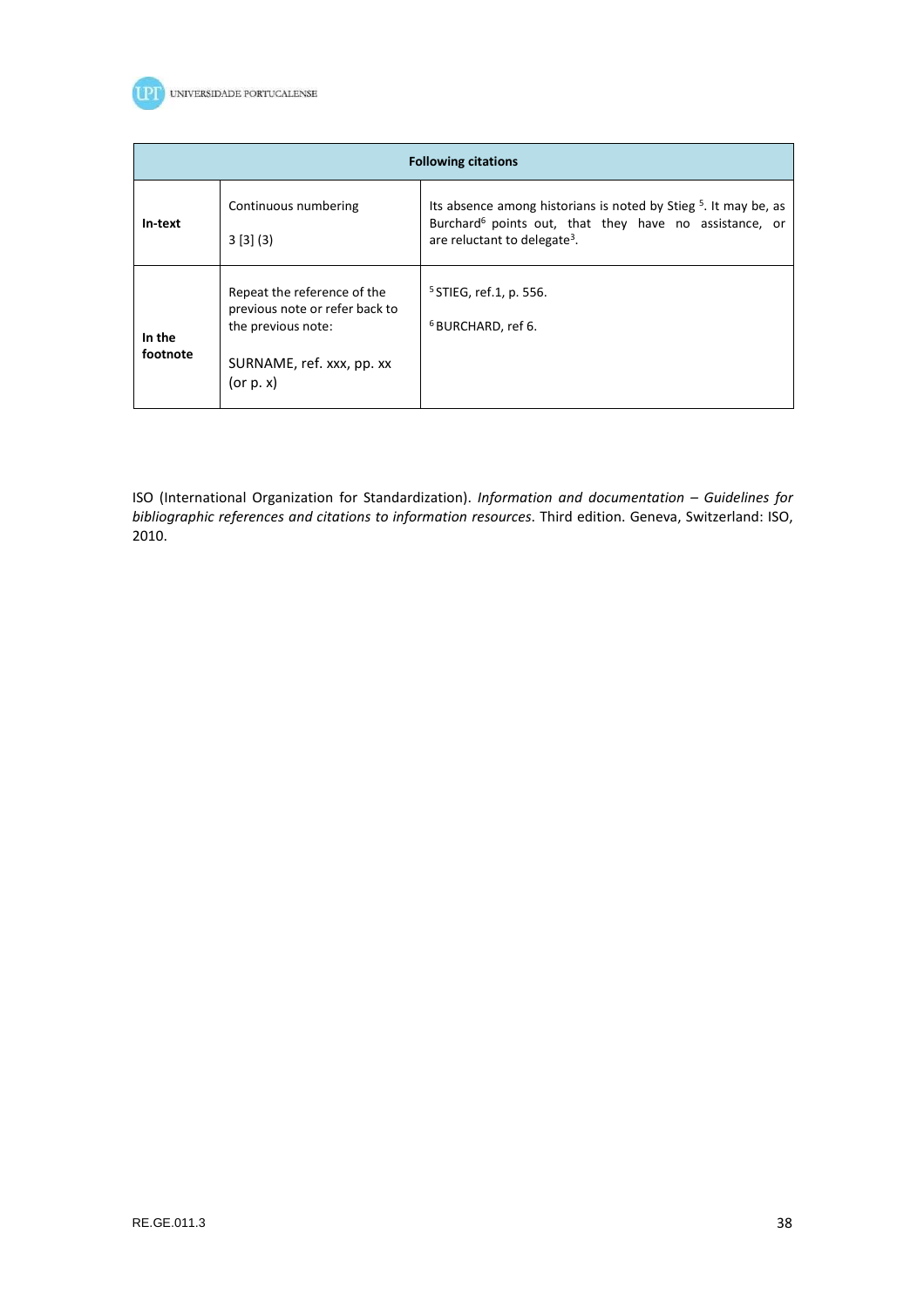| Following citations | | |
|---|---|---|
| **In-text** | Continuous numbering<br><br>3 [3] (3) | Its absence among historians is noted by Stieg [5]. It may be, as Burchard[6] points out, that they have no assistance, or are reluctant to delegate[3]. |
| **In the footnote** | Repeat the reference of the previous note or refer back to the previous note:<br><br>SURNAME, ref. xxx, pp. xx (or p. x) | [5] STIEG, ref.1, p. 556.<br><br>[6] BURCHARD, ref 6. |

ISO (International Organization for Standardization). *Information and documentation – Guidelines for bibliographic references and citations to information resources*. Third edition. Geneva, Switzerland: ISO, 2010.